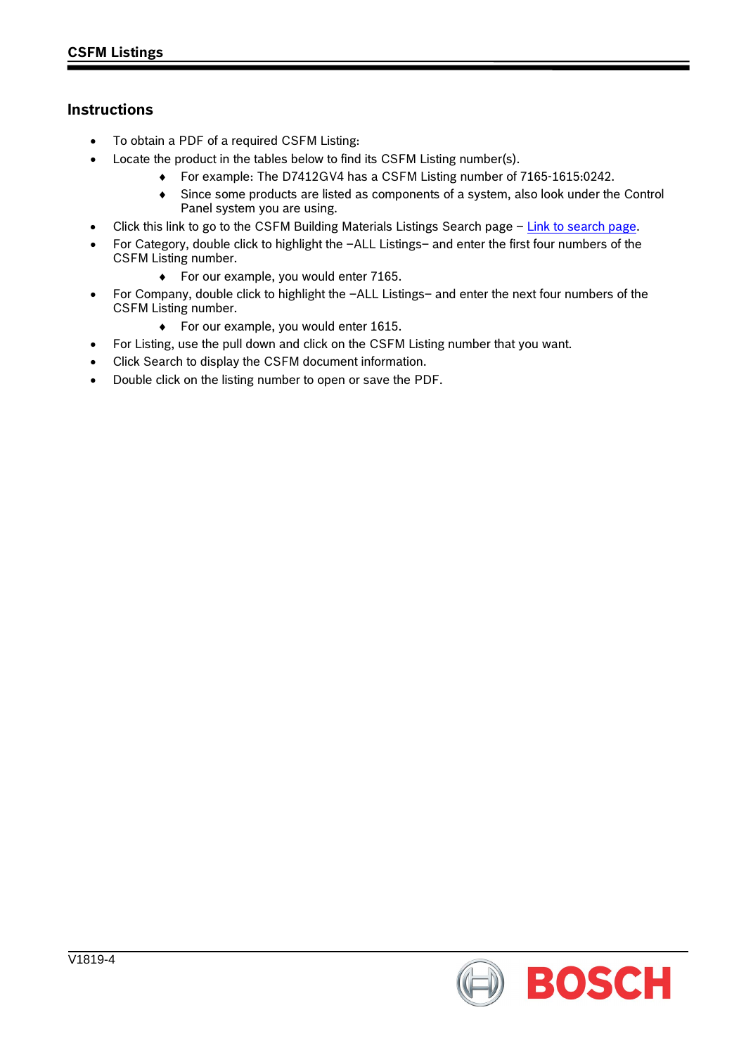# CSFM Listings

## Instructions

- To obtain a PDF of a required CSFM Listing:
- Locate the product in the tables below to find its CSFM Listing number(s).
  - For example: The D7412GV4 has a CSFM Listing number of 7165-1615:0242.
  - Since some products are listed as components of a system, also look under the Control Panel system you are using.
- Click this link to go to the CSFM Building Materials Listings Search page – Link to search page.
- For Category, double click to highlight the –ALL Listings– and enter the first four numbers of the CSFM Listing number.
  - For our example, you would enter 7165.
- For Company, double click to highlight the –ALL Listings– and enter the next four numbers of the CSFM Listing number.
  - For our example, you would enter 1615.
- For Listing, use the pull down and click on the CSFM Listing number that you want.
- Click Search to display the CSFM document information.
- Double click on the listing number to open or save the PDF.

V1819-4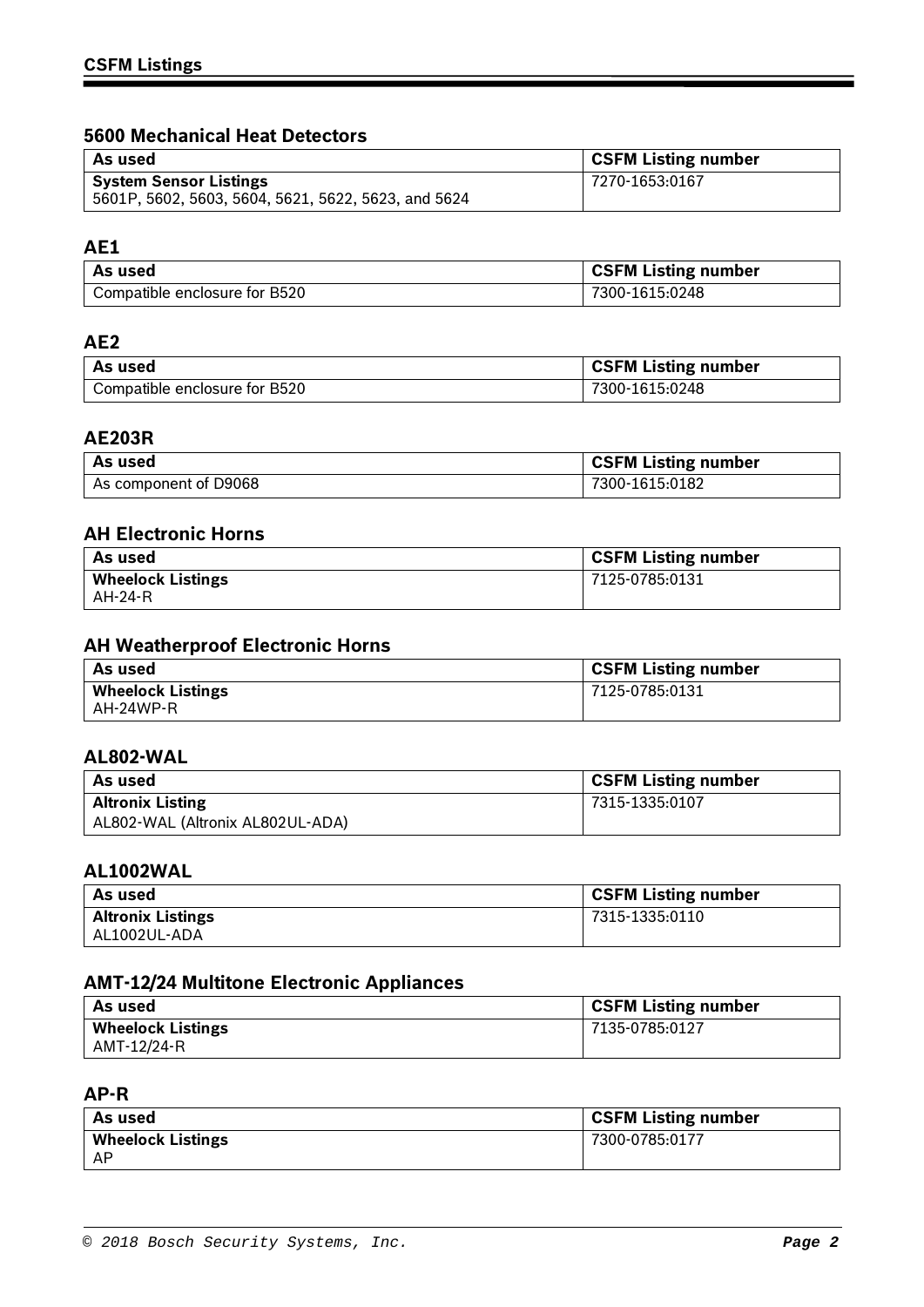## CSFM Listings

### 5600 Mechanical Heat Detectors

| As used | CSFM Listing number |
| --- | --- |
| **System Sensor Listings**<br>5601P, 5602, 5603, 5604, 5621, 5622, 5623, and 5624 | 7270-1653:0167 |

### AE1

| As used | CSFM Listing number |
| --- | --- |
| Compatible enclosure for B520 | 7300-1615:0248 |

### AE2

| As used | CSFM Listing number |
| --- | --- |
| Compatible enclosure for B520 | 7300-1615:0248 |

### AE203R

| As used | CSFM Listing number |
| --- | --- |
| As component of D9068 | 7300-1615:0182 |

### AH Electronic Horns

| As used | CSFM Listing number |
| --- | --- |
| **Wheelock Listings**<br>AH-24-R | 7125-0785:0131 |

### AH Weatherproof Electronic Horns

| As used | CSFM Listing number |
| --- | --- |
| **Wheelock Listings**<br>AH-24WP-R | 7125-0785:0131 |

### AL802-WAL

| As used | CSFM Listing number |
| --- | --- |
| **Altronix Listing**<br>AL802-WAL (Altronix AL802UL-ADA) | 7315-1335:0107 |

### AL1002WAL

| As used | CSFM Listing number |
| --- | --- |
| **Altronix Listings**<br>AL1002UL-ADA | 7315-1335:0110 |

### AMT-12/24 Multitone Electronic Appliances

| As used | CSFM Listing number |
| --- | --- |
| **Wheelock Listings**<br>AMT-12/24-R | 7135-0785:0127 |

### AP-R

| As used | CSFM Listing number |
| --- | --- |
| **Wheelock Listings**<br>AP | 7300-0785:0177 |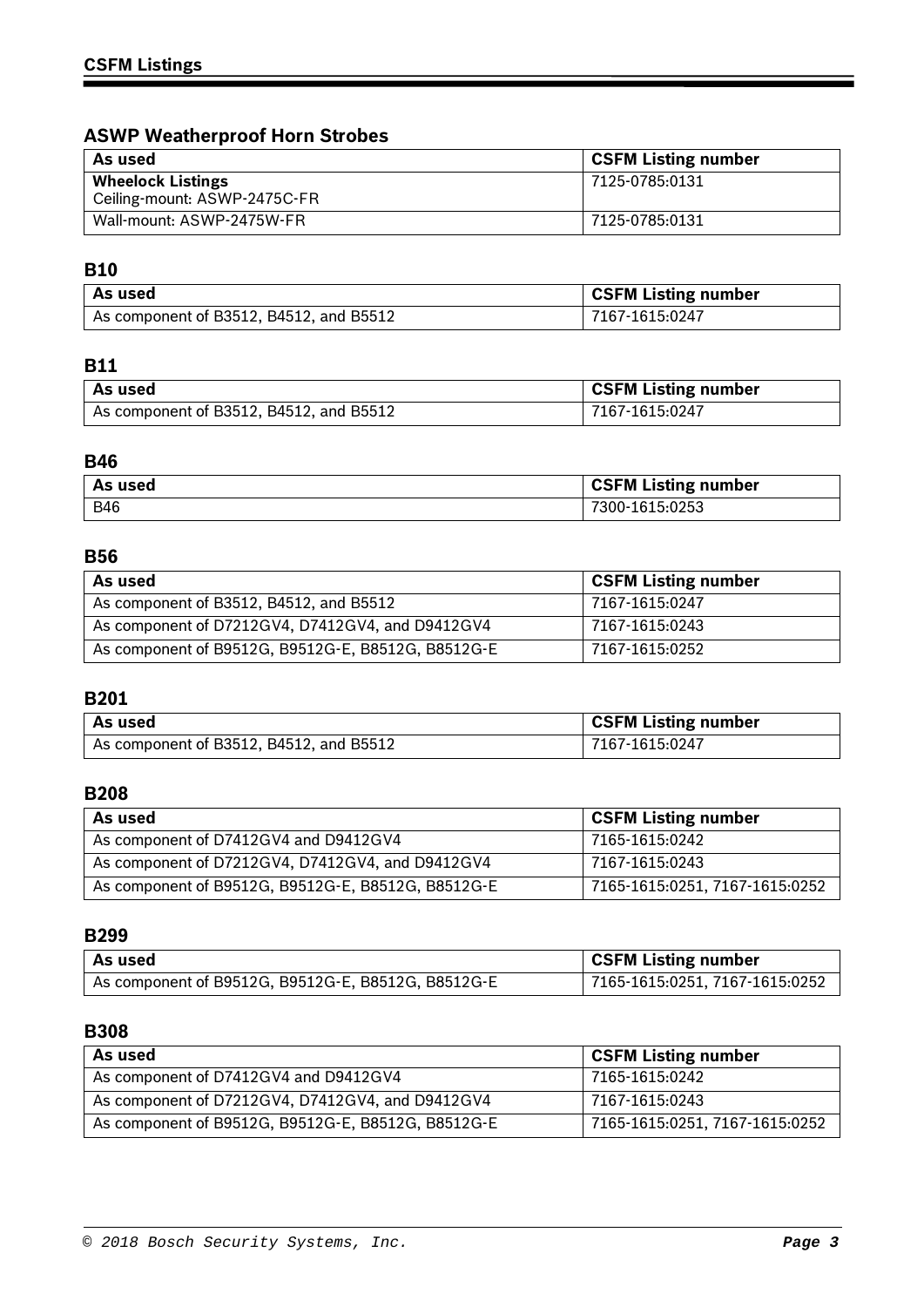## ASWP Weatherproof Horn Strobes

| As used | CSFM Listing number |
|---|---|
| **Wheelock Listings**<br>Ceiling-mount: ASWP-2475C-FR | 7125-0785:0131 |
| Wall-mount: ASWP-2475W-FR | 7125-0785:0131 |

## B10

| As used | CSFM Listing number |
|---|---|
| As component of B3512, B4512, and B5512 | 7167-1615:0247 |

## B11

| As used | CSFM Listing number |
|---|---|
| As component of B3512, B4512, and B5512 | 7167-1615:0247 |

## B46

| As used | CSFM Listing number |
|---|---|
| B46 | 7300-1615:0253 |

## B56

| As used | CSFM Listing number |
|---|---|
| As component of B3512, B4512, and B5512 | 7167-1615:0247 |
| As component of D7212GV4, D7412GV4, and D9412GV4 | 7167-1615:0243 |
| As component of B9512G, B9512G-E, B8512G, B8512G-E | 7167-1615:0252 |

## B201

| As used | CSFM Listing number |
|---|---|
| As component of B3512, B4512, and B5512 | 7167-1615:0247 |

## B208

| As used | CSFM Listing number |
|---|---|
| As component of D7412GV4 and D9412GV4 | 7165-1615:0242 |
| As component of D7212GV4, D7412GV4, and D9412GV4 | 7167-1615:0243 |
| As component of B9512G, B9512G-E, B8512G, B8512G-E | 7165-1615:0251, 7167-1615:0252 |

## B299

| As used | CSFM Listing number |
|---|---|
| As component of B9512G, B9512G-E, B8512G, B8512G-E | 7165-1615:0251, 7167-1615:0252 |

## B308

| As used | CSFM Listing number |
|---|---|
| As component of D7412GV4 and D9412GV4 | 7165-1615:0242 |
| As component of D7212GV4, D7412GV4, and D9412GV4 | 7167-1615:0243 |
| As component of B9512G, B9512G-E, B8512G, B8512G-E | 7165-1615:0251, 7167-1615:0252 |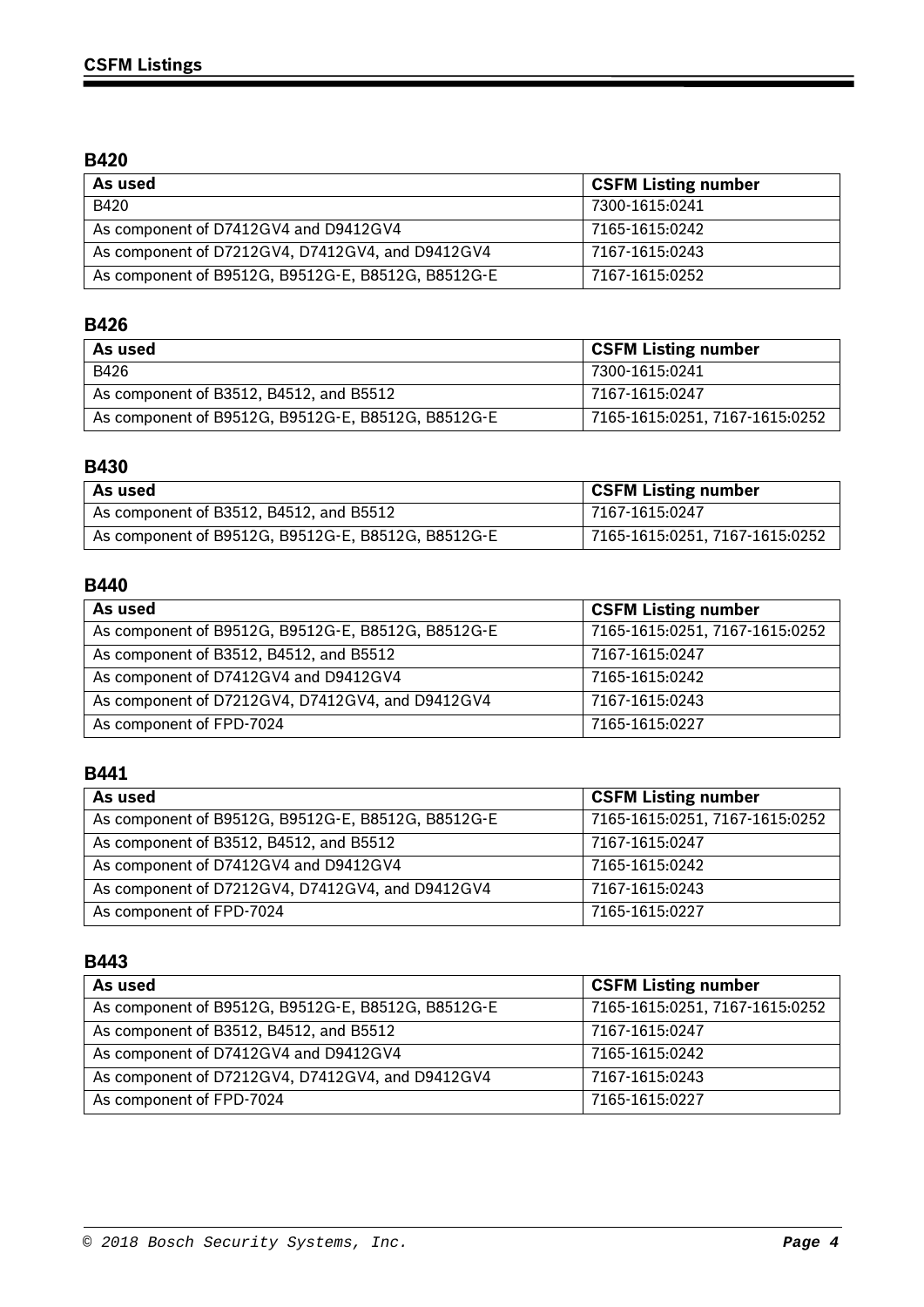## B420

| As used | CSFM Listing number |
| --- | --- |
| B420 | 7300-1615:0241 |
| As component of D7412GV4 and D9412GV4 | 7165-1615:0242 |
| As component of D7212GV4, D7412GV4, and D9412GV4 | 7167-1615:0243 |
| As component of B9512G, B9512G-E, B8512G, B8512G-E | 7167-1615:0252 |

## B426

| As used | CSFM Listing number |
| --- | --- |
| B426 | 7300-1615:0241 |
| As component of B3512, B4512, and B5512 | 7167-1615:0247 |
| As component of B9512G, B9512G-E, B8512G, B8512G-E | 7165-1615:0251, 7167-1615:0252 |

## B430

| As used | CSFM Listing number |
| --- | --- |
| As component of B3512, B4512, and B5512 | 7167-1615:0247 |
| As component of B9512G, B9512G-E, B8512G, B8512G-E | 7165-1615:0251, 7167-1615:0252 |

## B440

| As used | CSFM Listing number |
| --- | --- |
| As component of B9512G, B9512G-E, B8512G, B8512G-E | 7165-1615:0251, 7167-1615:0252 |
| As component of B3512, B4512, and B5512 | 7167-1615:0247 |
| As component of D7412GV4 and D9412GV4 | 7165-1615:0242 |
| As component of D7212GV4, D7412GV4, and D9412GV4 | 7167-1615:0243 |
| As component of FPD-7024 | 7165-1615:0227 |

## B441

| As used | CSFM Listing number |
| --- | --- |
| As component of B9512G, B9512G-E, B8512G, B8512G-E | 7165-1615:0251, 7167-1615:0252 |
| As component of B3512, B4512, and B5512 | 7167-1615:0247 |
| As component of D7412GV4 and D9412GV4 | 7165-1615:0242 |
| As component of D7212GV4, D7412GV4, and D9412GV4 | 7167-1615:0243 |
| As component of FPD-7024 | 7165-1615:0227 |

## B443

| As used | CSFM Listing number |
| --- | --- |
| As component of B9512G, B9512G-E, B8512G, B8512G-E | 7165-1615:0251, 7167-1615:0252 |
| As component of B3512, B4512, and B5512 | 7167-1615:0247 |
| As component of D7412GV4 and D9412GV4 | 7165-1615:0242 |
| As component of D7212GV4, D7412GV4, and D9412GV4 | 7167-1615:0243 |
| As component of FPD-7024 | 7165-1615:0227 |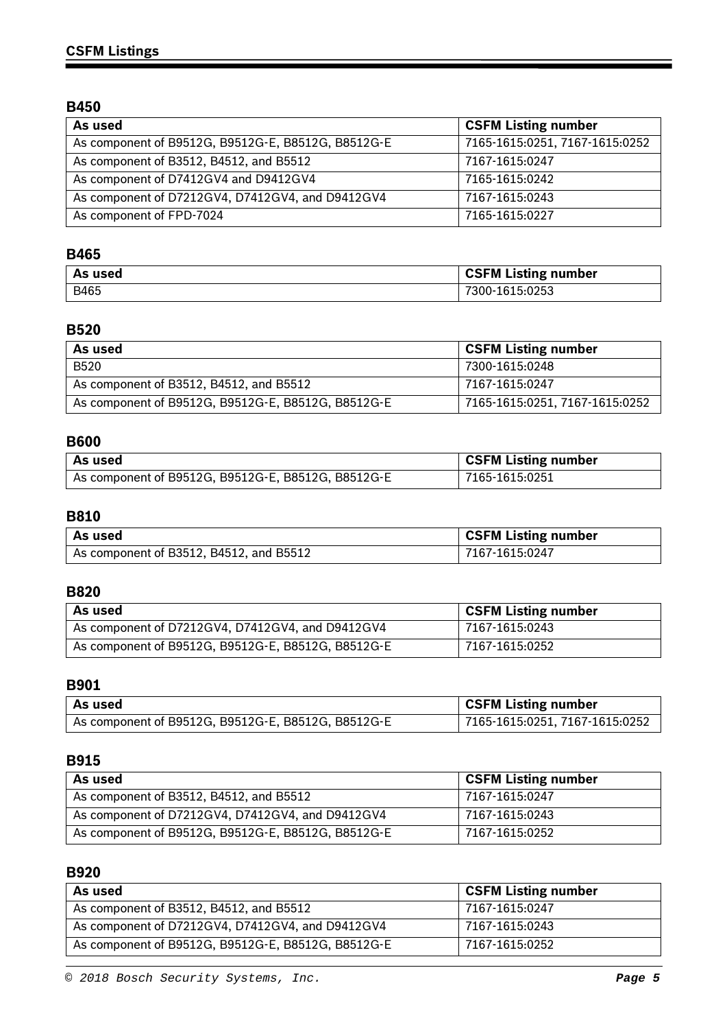## B450

| As used | CSFM Listing number |
| --- | --- |
| As component of B9512G, B9512G-E, B8512G, B8512G-E | 7165-1615:0251, 7167-1615:0252 |
| As component of B3512, B4512, and B5512 | 7167-1615:0247 |
| As component of D7412GV4 and D9412GV4 | 7165-1615:0242 |
| As component of D7212GV4, D7412GV4, and D9412GV4 | 7167-1615:0243 |
| As component of FPD-7024 | 7165-1615:0227 |

## B465

| As used | CSFM Listing number |
| --- | --- |
| B465 | 7300-1615:0253 |

## B520

| As used | CSFM Listing number |
| --- | --- |
| B520 | 7300-1615:0248 |
| As component of B3512, B4512, and B5512 | 7167-1615:0247 |
| As component of B9512G, B9512G-E, B8512G, B8512G-E | 7165-1615:0251, 7167-1615:0252 |

## B600

| As used | CSFM Listing number |
| --- | --- |
| As component of B9512G, B9512G-E, B8512G, B8512G-E | 7165-1615:0251 |

## B810

| As used | CSFM Listing number |
| --- | --- |
| As component of B3512, B4512, and B5512 | 7167-1615:0247 |

## B820

| As used | CSFM Listing number |
| --- | --- |
| As component of D7212GV4, D7412GV4, and D9412GV4 | 7167-1615:0243 |
| As component of B9512G, B9512G-E, B8512G, B8512G-E | 7167-1615:0252 |

## B901

| As used | CSFM Listing number |
| --- | --- |
| As component of B9512G, B9512G-E, B8512G, B8512G-E | 7165-1615:0251, 7167-1615:0252 |

## B915

| As used | CSFM Listing number |
| --- | --- |
| As component of B3512, B4512, and B5512 | 7167-1615:0247 |
| As component of D7212GV4, D7412GV4, and D9412GV4 | 7167-1615:0243 |
| As component of B9512G, B9512G-E, B8512G, B8512G-E | 7167-1615:0252 |

## B920

| As used | CSFM Listing number |
| --- | --- |
| As component of B3512, B4512, and B5512 | 7167-1615:0247 |
| As component of D7212GV4, D7412GV4, and D9412GV4 | 7167-1615:0243 |
| As component of B9512G, B9512G-E, B8512G, B8512G-E | 7167-1615:0252 |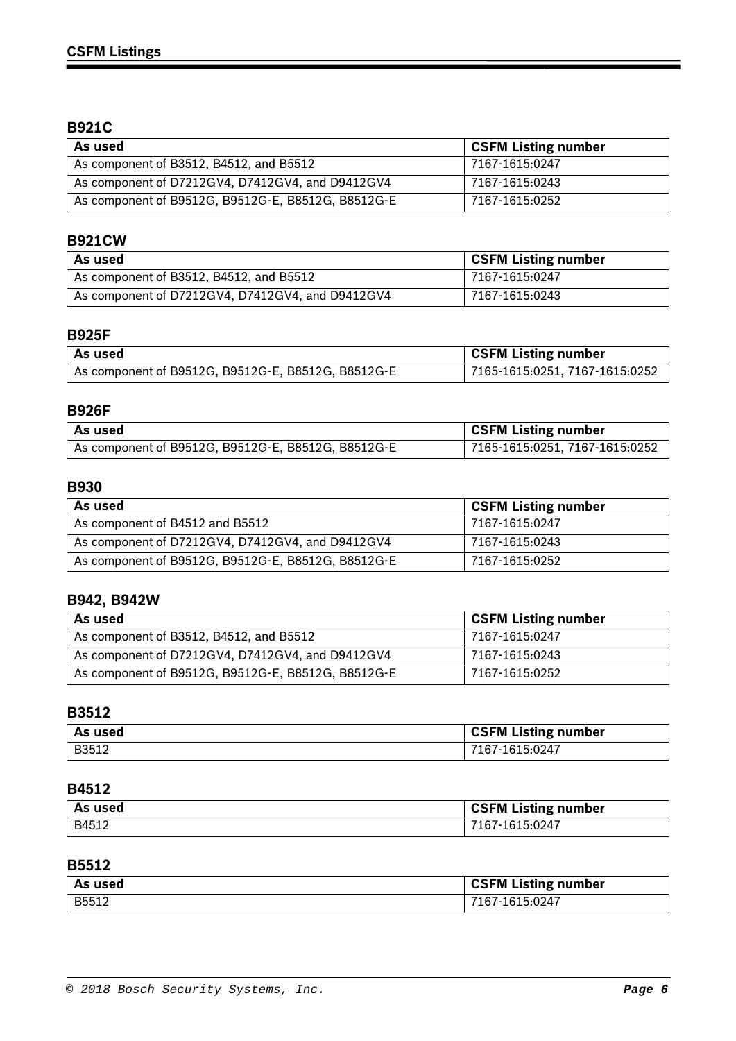## B921C

| As used | CSFM Listing number |
| --- | --- |
| As component of B3512, B4512, and B5512 | 7167-1615:0247 |
| As component of D7212GV4, D7412GV4, and D9412GV4 | 7167-1615:0243 |
| As component of B9512G, B9512G-E, B8512G, B8512G-E | 7167-1615:0252 |

## B921CW

| As used | CSFM Listing number |
| --- | --- |
| As component of B3512, B4512, and B5512 | 7167-1615:0247 |
| As component of D7212GV4, D7412GV4, and D9412GV4 | 7167-1615:0243 |

## B925F

| As used | CSFM Listing number |
| --- | --- |
| As component of B9512G, B9512G-E, B8512G, B8512G-E | 7165-1615:0251, 7167-1615:0252 |

## B926F

| As used | CSFM Listing number |
| --- | --- |
| As component of B9512G, B9512G-E, B8512G, B8512G-E | 7165-1615:0251, 7167-1615:0252 |

## B930

| As used | CSFM Listing number |
| --- | --- |
| As component of B4512 and B5512 | 7167-1615:0247 |
| As component of D7212GV4, D7412GV4, and D9412GV4 | 7167-1615:0243 |
| As component of B9512G, B9512G-E, B8512G, B8512G-E | 7167-1615:0252 |

## B942, B942W

| As used | CSFM Listing number |
| --- | --- |
| As component of B3512, B4512, and B5512 | 7167-1615:0247 |
| As component of D7212GV4, D7412GV4, and D9412GV4 | 7167-1615:0243 |
| As component of B9512G, B9512G-E, B8512G, B8512G-E | 7167-1615:0252 |

## B3512

| As used | CSFM Listing number |
| --- | --- |
| B3512 | 7167-1615:0247 |

## B4512

| As used | CSFM Listing number |
| --- | --- |
| B4512 | 7167-1615:0247 |

## B5512

| As used | CSFM Listing number |
| --- | --- |
| B5512 | 7167-1615:0247 |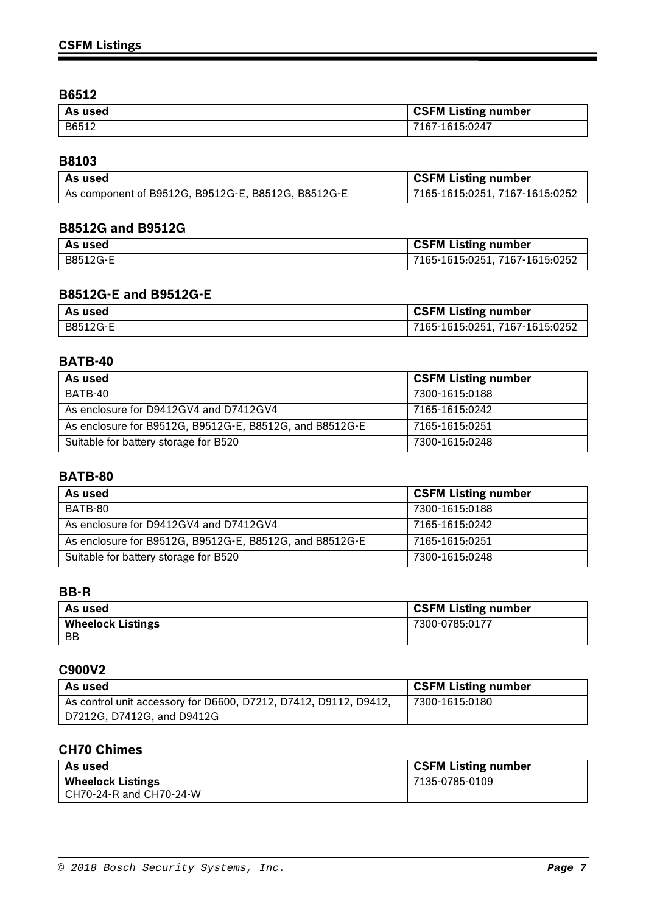### B6512

| As used | CSFM Listing number |
| --- | --- |
| B6512 | 7167-1615:0247 |

### B8103

| As used | CSFM Listing number |
| --- | --- |
| As component of B9512G, B9512G-E, B8512G, B8512G-E | 7165-1615:0251, 7167-1615:0252 |

### B8512G and B9512G

| As used | CSFM Listing number |
| --- | --- |
| B8512G-E | 7165-1615:0251, 7167-1615:0252 |

### B8512G-E and B9512G-E

| As used | CSFM Listing number |
| --- | --- |
| B8512G-E | 7165-1615:0251, 7167-1615:0252 |

### BATB-40

| As used | CSFM Listing number |
| --- | --- |
| BATB-40 | 7300-1615:0188 |
| As enclosure for D9412GV4 and D7412GV4 | 7165-1615:0242 |
| As enclosure for B9512G, B9512G-E, B8512G, and B8512G-E | 7165-1615:0251 |
| Suitable for battery storage for B520 | 7300-1615:0248 |

### BATB-80

| As used | CSFM Listing number |
| --- | --- |
| BATB-80 | 7300-1615:0188 |
| As enclosure for D9412GV4 and D7412GV4 | 7165-1615:0242 |
| As enclosure for B9512G, B9512G-E, B8512G, and B8512G-E | 7165-1615:0251 |
| Suitable for battery storage for B520 | 7300-1615:0248 |

### BB-R

| As used | CSFM Listing number |
| --- | --- |
| **Wheelock Listings**<br>BB | 7300-0785:0177 |

### C900V2

| As used | CSFM Listing number |
| --- | --- |
| As control unit accessory for D6600, D7212, D7412, D9112, D9412, D7212G, D7412G, and D9412G | 7300-1615:0180 |

### CH70 Chimes

| As used | CSFM Listing number |
| --- | --- |
| **Wheelock Listings**<br>CH70-24-R and CH70-24-W | 7135-0785-0109 |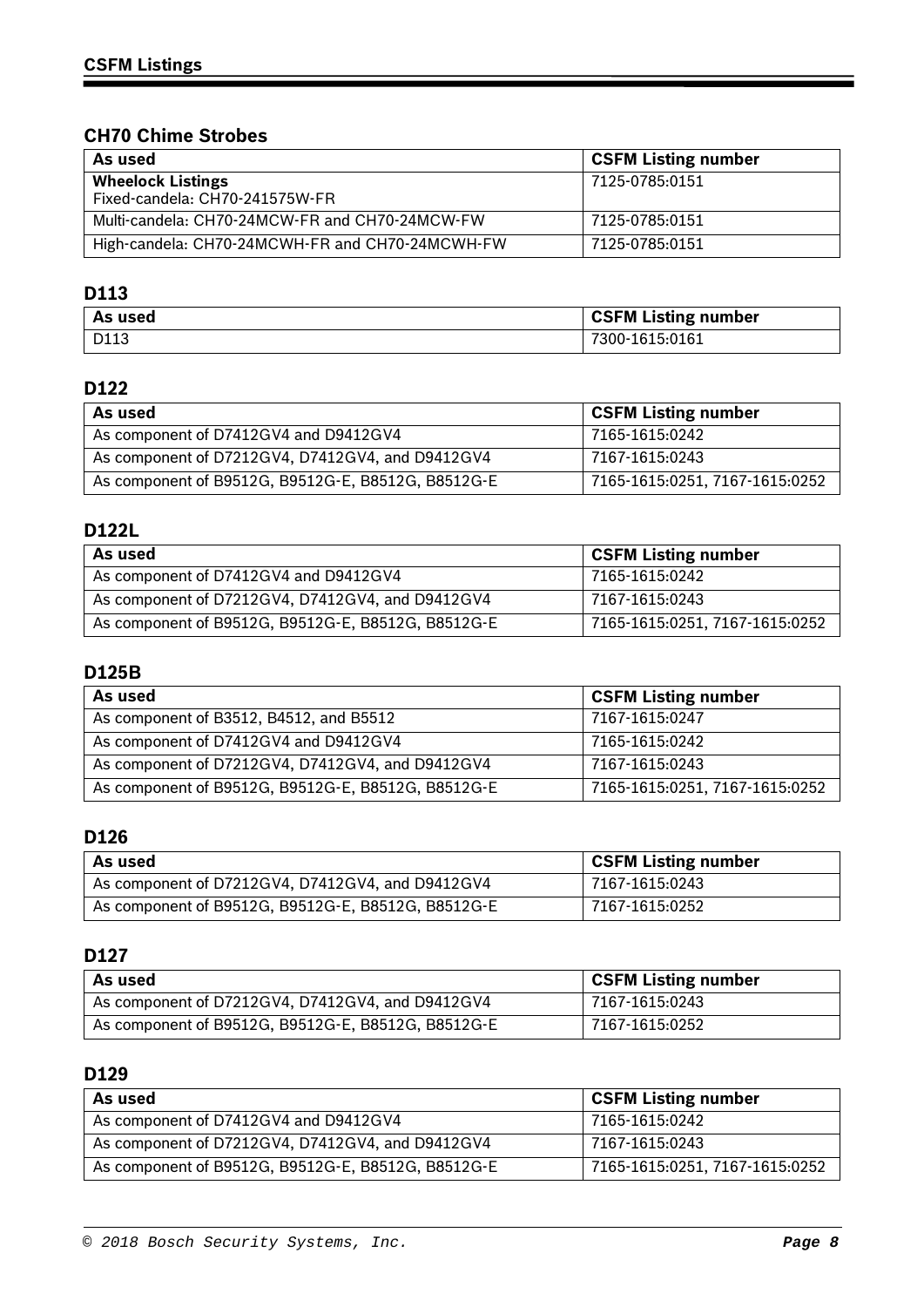## CH70 Chime Strobes

| As used | CSFM Listing number |
|---|---|
| **Wheelock Listings** Fixed-candela: CH70-241575W-FR | 7125-0785:0151 |
| Multi-candela: CH70-24MCW-FR and CH70-24MCW-FW | 7125-0785:0151 |
| High-candela: CH70-24MCWH-FR and CH70-24MCWH-FW | 7125-0785:0151 |

## D113

| As used | CSFM Listing number |
|---|---|
| D113 | 7300-1615:0161 |

## D122

| As used | CSFM Listing number |
|---|---|
| As component of D7412GV4 and D9412GV4 | 7165-1615:0242 |
| As component of D7212GV4, D7412GV4, and D9412GV4 | 7167-1615:0243 |
| As component of B9512G, B9512G-E, B8512G, B8512G-E | 7165-1615:0251, 7167-1615:0252 |

## D122L

| As used | CSFM Listing number |
|---|---|
| As component of D7412GV4 and D9412GV4 | 7165-1615:0242 |
| As component of D7212GV4, D7412GV4, and D9412GV4 | 7167-1615:0243 |
| As component of B9512G, B9512G-E, B8512G, B8512G-E | 7165-1615:0251, 7167-1615:0252 |

## D125B

| As used | CSFM Listing number |
|---|---|
| As component of B3512, B4512, and B5512 | 7167-1615:0247 |
| As component of D7412GV4 and D9412GV4 | 7165-1615:0242 |
| As component of D7212GV4, D7412GV4, and D9412GV4 | 7167-1615:0243 |
| As component of B9512G, B9512G-E, B8512G, B8512G-E | 7165-1615:0251, 7167-1615:0252 |

## D126

| As used | CSFM Listing number |
|---|---|
| As component of D7212GV4, D7412GV4, and D9412GV4 | 7167-1615:0243 |
| As component of B9512G, B9512G-E, B8512G, B8512G-E | 7167-1615:0252 |

## D127

| As used | CSFM Listing number |
|---|---|
| As component of D7212GV4, D7412GV4, and D9412GV4 | 7167-1615:0243 |
| As component of B9512G, B9512G-E, B8512G, B8512G-E | 7167-1615:0252 |

## D129

| As used | CSFM Listing number |
|---|---|
| As component of D7412GV4 and D9412GV4 | 7165-1615:0242 |
| As component of D7212GV4, D7412GV4, and D9412GV4 | 7167-1615:0243 |
| As component of B9512G, B9512G-E, B8512G, B8512G-E | 7165-1615:0251, 7167-1615:0252 |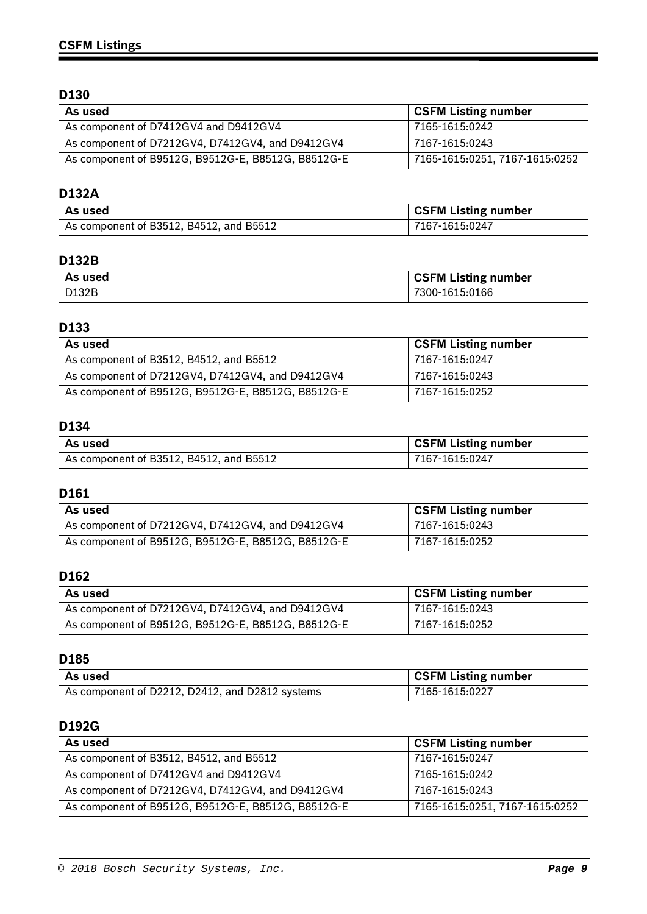## CSFM Listings

### D130

| As used | CSFM Listing number |
|---|---|
| As component of D7412GV4 and D9412GV4 | 7165-1615:0242 |
| As component of D7212GV4, D7412GV4, and D9412GV4 | 7167-1615:0243 |
| As component of B9512G, B9512G-E, B8512G, B8512G-E | 7165-1615:0251, 7167-1615:0252 |

### D132A

| As used | CSFM Listing number |
|---|---|
| As component of B3512, B4512, and B5512 | 7167-1615:0247 |

### D132B

| As used | CSFM Listing number |
|---|---|
| D132B | 7300-1615:0166 |

### D133

| As used | CSFM Listing number |
|---|---|
| As component of B3512, B4512, and B5512 | 7167-1615:0247 |
| As component of D7212GV4, D7412GV4, and D9412GV4 | 7167-1615:0243 |
| As component of B9512G, B9512G-E, B8512G, B8512G-E | 7167-1615:0252 |

### D134

| As used | CSFM Listing number |
|---|---|
| As component of B3512, B4512, and B5512 | 7167-1615:0247 |

### D161

| As used | CSFM Listing number |
|---|---|
| As component of D7212GV4, D7412GV4, and D9412GV4 | 7167-1615:0243 |
| As component of B9512G, B9512G-E, B8512G, B8512G-E | 7167-1615:0252 |

### D162

| As used | CSFM Listing number |
|---|---|
| As component of D7212GV4, D7412GV4, and D9412GV4 | 7167-1615:0243 |
| As component of B9512G, B9512G-E, B8512G, B8512G-E | 7167-1615:0252 |

### D185

| As used | CSFM Listing number |
|---|---|
| As component of D2212, D2412, and D2812 systems | 7165-1615:0227 |

### D192G

| As used | CSFM Listing number |
|---|---|
| As component of B3512, B4512, and B5512 | 7167-1615:0247 |
| As component of D7412GV4 and D9412GV4 | 7165-1615:0242 |
| As component of D7212GV4, D7412GV4, and D9412GV4 | 7167-1615:0243 |
| As component of B9512G, B9512G-E, B8512G, B8512G-E | 7165-1615:0251, 7167-1615:0252 |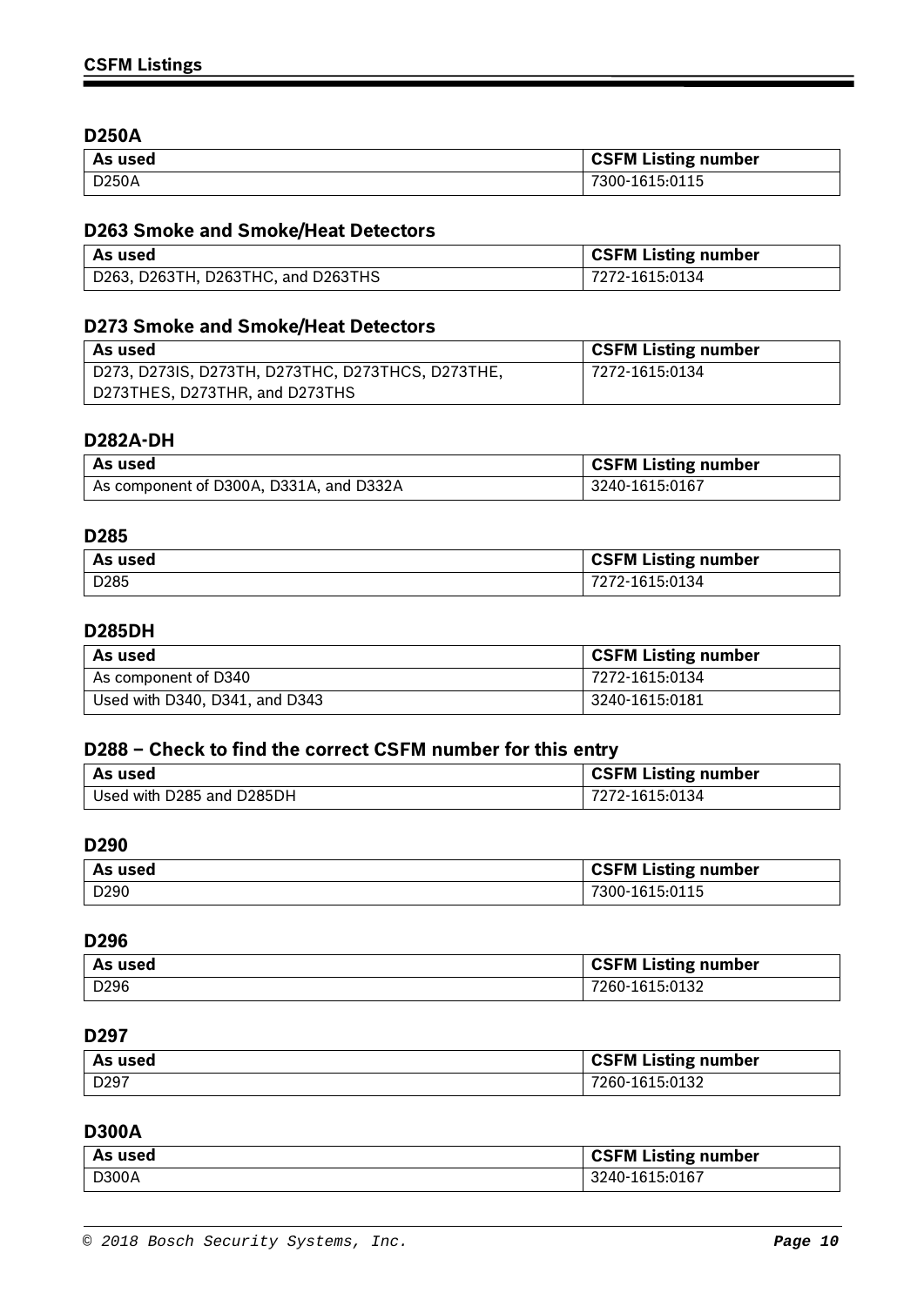## D250A

| As used | CSFM Listing number |
|---|---|
| D250A | 7300-1615:0115 |

## D263 Smoke and Smoke/Heat Detectors

| As used | CSFM Listing number |
|---|---|
| D263, D263TH, D263THC, and D263THS | 7272-1615:0134 |

## D273 Smoke and Smoke/Heat Detectors

| As used | CSFM Listing number |
|---|---|
| D273, D273IS, D273TH, D273THC, D273THCS, D273THE, D273THES, D273THR, and D273THS | 7272-1615:0134 |

## D282A-DH

| As used | CSFM Listing number |
|---|---|
| As component of D300A, D331A, and D332A | 3240-1615:0167 |

## D285

| As used | CSFM Listing number |
|---|---|
| D285 | 7272-1615:0134 |

## D285DH

| As used | CSFM Listing number |
|---|---|
| As component of D340 | 7272-1615:0134 |
| Used with D340, D341, and D343 | 3240-1615:0181 |

## D288 – Check to find the correct CSFM number for this entry

| As used | CSFM Listing number |
|---|---|
| Used with D285 and D285DH | 7272-1615:0134 |

## D290

| As used | CSFM Listing number |
|---|---|
| D290 | 7300-1615:0115 |

## D296

| As used | CSFM Listing number |
|---|---|
| D296 | 7260-1615:0132 |

## D297

| As used | CSFM Listing number |
|---|---|
| D297 | 7260-1615:0132 |

## D300A

| As used | CSFM Listing number |
|---|---|
| D300A | 3240-1615:0167 |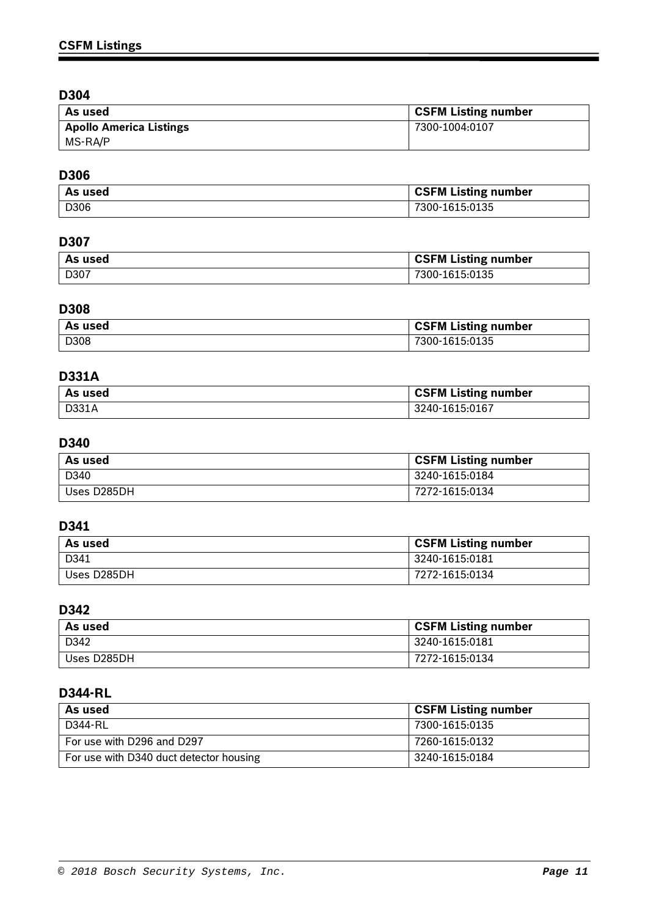## D304

| As used | CSFM Listing number |
| --- | --- |
| **Apollo America Listings** MS-RA/P | 7300-1004:0107 |

## D306

| As used | CSFM Listing number |
| --- | --- |
| D306 | 7300-1615:0135 |

## D307

| As used | CSFM Listing number |
| --- | --- |
| D307 | 7300-1615:0135 |

## D308

| As used | CSFM Listing number |
| --- | --- |
| D308 | 7300-1615:0135 |

## D331A

| As used | CSFM Listing number |
| --- | --- |
| D331A | 3240-1615:0167 |

## D340

| As used | CSFM Listing number |
| --- | --- |
| D340 | 3240-1615:0184 |
| Uses D285DH | 7272-1615:0134 |

## D341

| As used | CSFM Listing number |
| --- | --- |
| D341 | 3240-1615:0181 |
| Uses D285DH | 7272-1615:0134 |

## D342

| As used | CSFM Listing number |
| --- | --- |
| D342 | 3240-1615:0181 |
| Uses D285DH | 7272-1615:0134 |

## D344-RL

| As used | CSFM Listing number |
| --- | --- |
| D344-RL | 7300-1615:0135 |
| For use with D296 and D297 | 7260-1615:0132 |
| For use with D340 duct detector housing | 3240-1615:0184 |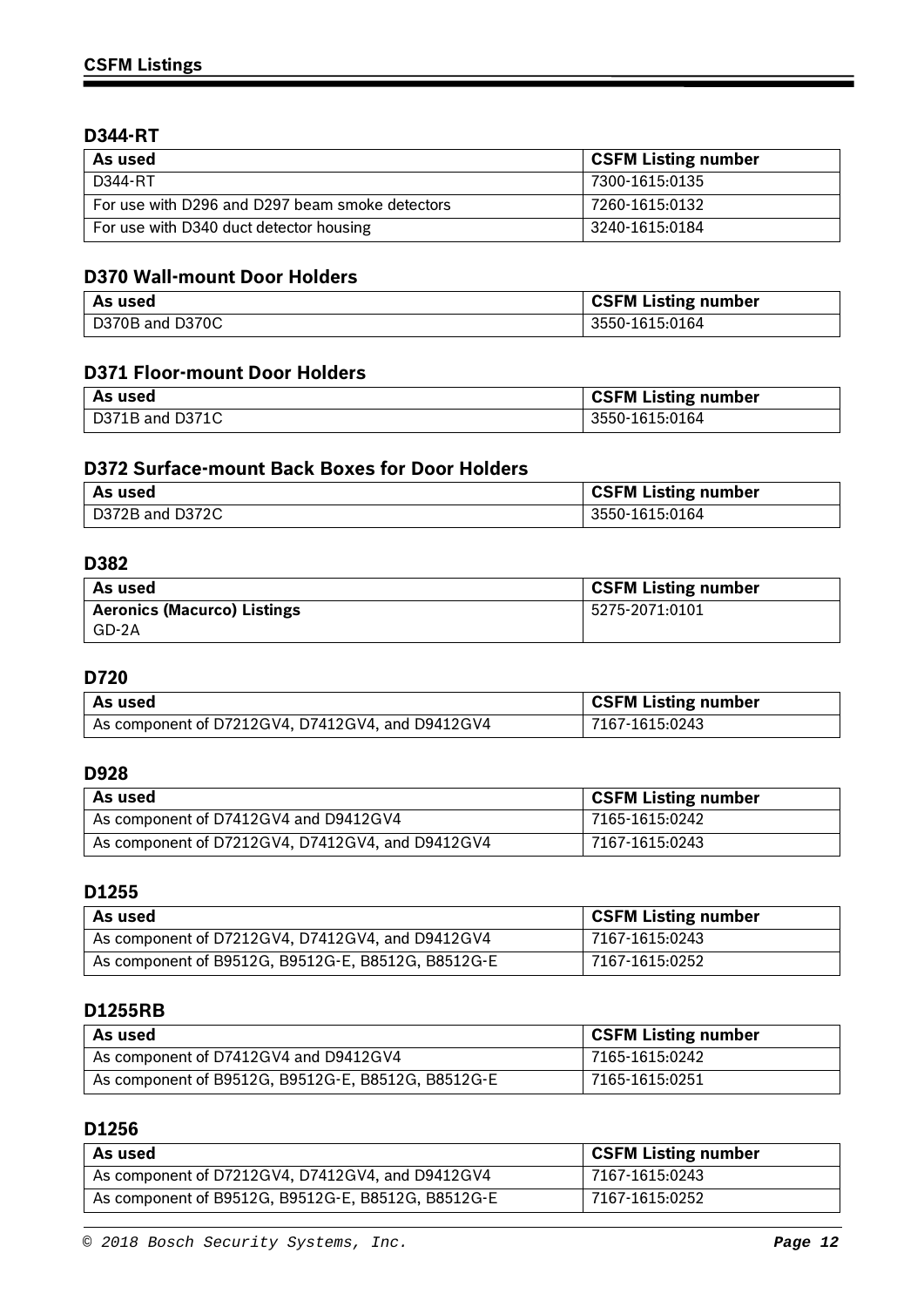## D344-RT

| As used | CSFM Listing number |
|---|---|
| D344-RT | 7300-1615:0135 |
| For use with D296 and D297 beam smoke detectors | 7260-1615:0132 |
| For use with D340 duct detector housing | 3240-1615:0184 |

## D370 Wall-mount Door Holders

| As used | CSFM Listing number |
|---|---|
| D370B and D370C | 3550-1615:0164 |

## D371 Floor-mount Door Holders

| As used | CSFM Listing number |
|---|---|
| D371B and D371C | 3550-1615:0164 |

## D372 Surface-mount Back Boxes for Door Holders

| As used | CSFM Listing number |
|---|---|
| D372B and D372C | 3550-1615:0164 |

## D382

| As used | CSFM Listing number |
|---|---|
| **Aeronics (Macurco) Listings**<br>GD-2A | 5275-2071:0101 |

## D720

| As used | CSFM Listing number |
|---|---|
| As component of D7212GV4, D7412GV4, and D9412GV4 | 7167-1615:0243 |

## D928

| As used | CSFM Listing number |
|---|---|
| As component of D7412GV4 and D9412GV4 | 7165-1615:0242 |
| As component of D7212GV4, D7412GV4, and D9412GV4 | 7167-1615:0243 |

## D1255

| As used | CSFM Listing number |
|---|---|
| As component of D7212GV4, D7412GV4, and D9412GV4 | 7167-1615:0243 |
| As component of B9512G, B9512G-E, B8512G, B8512G-E | 7167-1615:0252 |

## D1255RB

| As used | CSFM Listing number |
|---|---|
| As component of D7412GV4 and D9412GV4 | 7165-1615:0242 |
| As component of B9512G, B9512G-E, B8512G, B8512G-E | 7165-1615:0251 |

## D1256

| As used | CSFM Listing number |
|---|---|
| As component of D7212GV4, D7412GV4, and D9412GV4 | 7167-1615:0243 |
| As component of B9512G, B9512G-E, B8512G, B8512G-E | 7167-1615:0252 |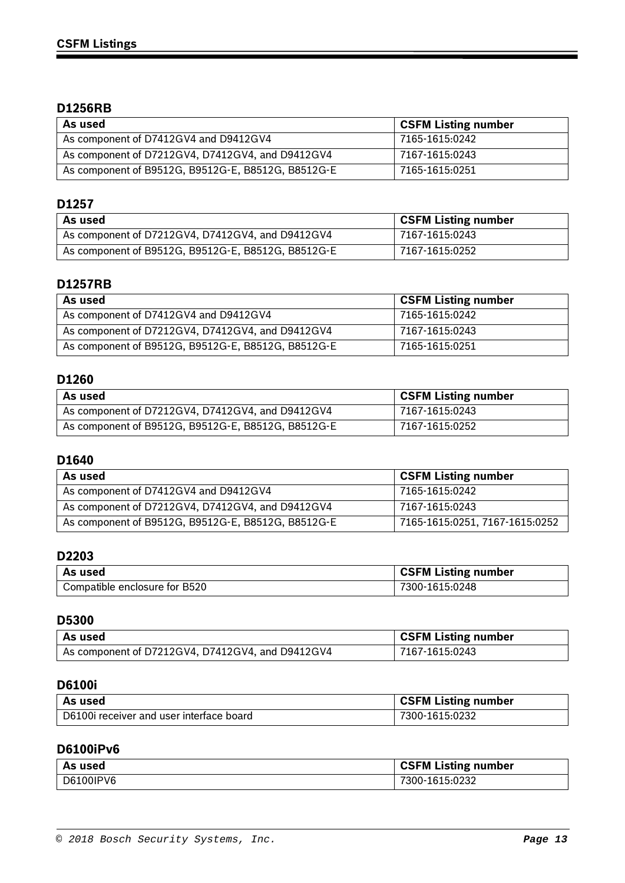### D1256RB

| As used | CSFM Listing number |
|---|---|
| As component of D7412GV4 and D9412GV4 | 7165-1615:0242 |
| As component of D7212GV4, D7412GV4, and D9412GV4 | 7167-1615:0243 |
| As component of B9512G, B9512G-E, B8512G, B8512G-E | 7165-1615:0251 |

### D1257

| As used | CSFM Listing number |
|---|---|
| As component of D7212GV4, D7412GV4, and D9412GV4 | 7167-1615:0243 |
| As component of B9512G, B9512G-E, B8512G, B8512G-E | 7167-1615:0252 |

### D1257RB

| As used | CSFM Listing number |
|---|---|
| As component of D7412GV4 and D9412GV4 | 7165-1615:0242 |
| As component of D7212GV4, D7412GV4, and D9412GV4 | 7167-1615:0243 |
| As component of B9512G, B9512G-E, B8512G, B8512G-E | 7165-1615:0251 |

### D1260

| As used | CSFM Listing number |
|---|---|
| As component of D7212GV4, D7412GV4, and D9412GV4 | 7167-1615:0243 |
| As component of B9512G, B9512G-E, B8512G, B8512G-E | 7167-1615:0252 |

### D1640

| As used | CSFM Listing number |
|---|---|
| As component of D7412GV4 and D9412GV4 | 7165-1615:0242 |
| As component of D7212GV4, D7412GV4, and D9412GV4 | 7167-1615:0243 |
| As component of B9512G, B9512G-E, B8512G, B8512G-E | 7165-1615:0251, 7167-1615:0252 |

### D2203

| As used | CSFM Listing number |
|---|---|
| Compatible enclosure for B520 | 7300-1615:0248 |

### D5300

| As used | CSFM Listing number |
|---|---|
| As component of D7212GV4, D7412GV4, and D9412GV4 | 7167-1615:0243 |

### D6100i

| As used | CSFM Listing number |
|---|---|
| D6100i receiver and user interface board | 7300-1615:0232 |

### D6100iPv6

| As used | CSFM Listing number |
|---|---|
| D6100IPV6 | 7300-1615:0232 |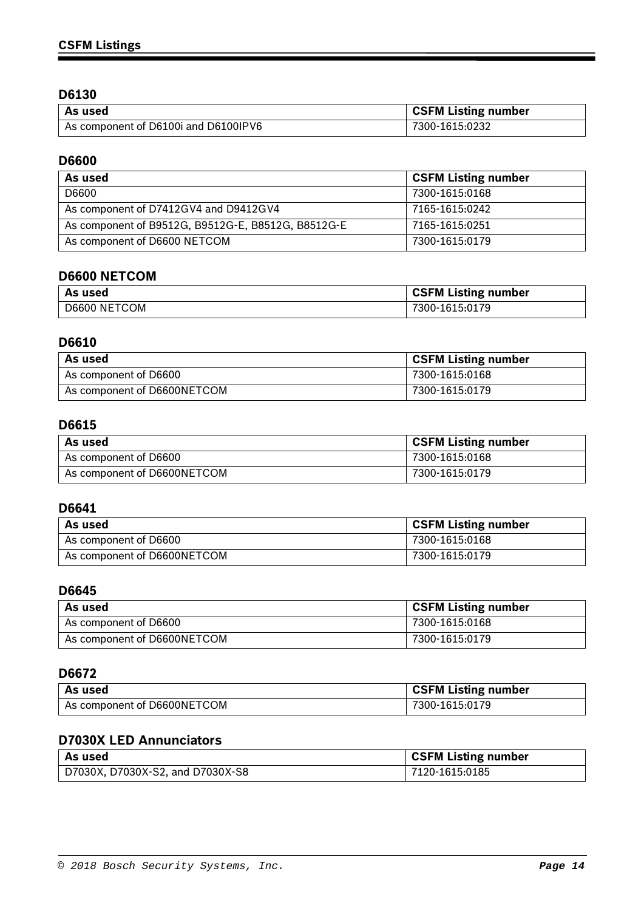### D6130

| As used | CSFM Listing number |
| --- | --- |
| As component of D6100i and D6100IPV6 | 7300-1615:0232 |

### D6600

| As used | CSFM Listing number |
| --- | --- |
| D6600 | 7300-1615:0168 |
| As component of D7412GV4 and D9412GV4 | 7165-1615:0242 |
| As component of B9512G, B9512G-E, B8512G, B8512G-E | 7165-1615:0251 |
| As component of D6600 NETCOM | 7300-1615:0179 |

### D6600 NETCOM

| As used | CSFM Listing number |
| --- | --- |
| D6600 NETCOM | 7300-1615:0179 |

### D6610

| As used | CSFM Listing number |
| --- | --- |
| As component of D6600 | 7300-1615:0168 |
| As component of D6600NETCOM | 7300-1615:0179 |

### D6615

| As used | CSFM Listing number |
| --- | --- |
| As component of D6600 | 7300-1615:0168 |
| As component of D6600NETCOM | 7300-1615:0179 |

### D6641

| As used | CSFM Listing number |
| --- | --- |
| As component of D6600 | 7300-1615:0168 |
| As component of D6600NETCOM | 7300-1615:0179 |

### D6645

| As used | CSFM Listing number |
| --- | --- |
| As component of D6600 | 7300-1615:0168 |
| As component of D6600NETCOM | 7300-1615:0179 |

### D6672

| As used | CSFM Listing number |
| --- | --- |
| As component of D6600NETCOM | 7300-1615:0179 |

### D7030X LED Annunciators

| As used | CSFM Listing number |
| --- | --- |
| D7030X, D7030X-S2, and D7030X-S8 | 7120-1615:0185 |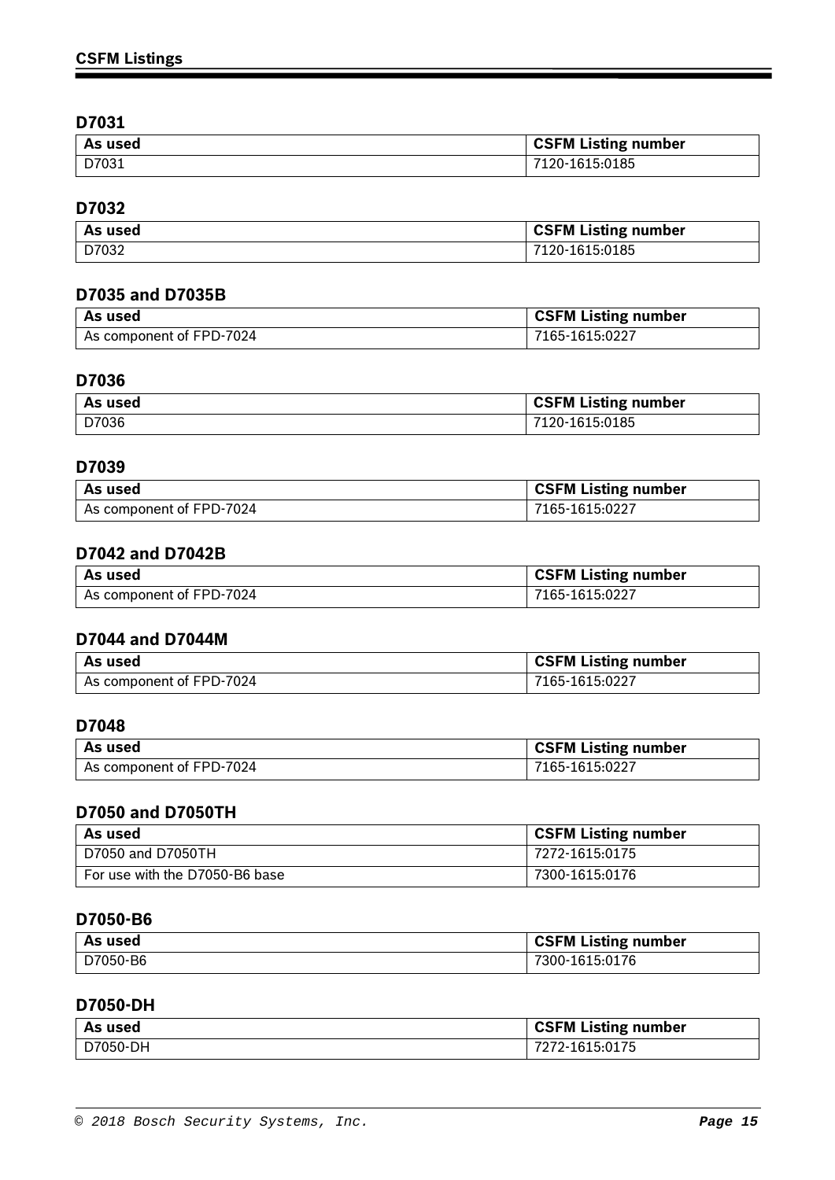### D7031

| As used | CSFM Listing number |
| --- | --- |
| D7031 | 7120-1615:0185 |

### D7032

| As used | CSFM Listing number |
| --- | --- |
| D7032 | 7120-1615:0185 |

### D7035 and D7035B

| As used | CSFM Listing number |
| --- | --- |
| As component of FPD-7024 | 7165-1615:0227 |

### D7036

| As used | CSFM Listing number |
| --- | --- |
| D7036 | 7120-1615:0185 |

### D7039

| As used | CSFM Listing number |
| --- | --- |
| As component of FPD-7024 | 7165-1615:0227 |

### D7042 and D7042B

| As used | CSFM Listing number |
| --- | --- |
| As component of FPD-7024 | 7165-1615:0227 |

### D7044 and D7044M

| As used | CSFM Listing number |
| --- | --- |
| As component of FPD-7024 | 7165-1615:0227 |

### D7048

| As used | CSFM Listing number |
| --- | --- |
| As component of FPD-7024 | 7165-1615:0227 |

### D7050 and D7050TH

| As used | CSFM Listing number |
| --- | --- |
| D7050 and D7050TH | 7272-1615:0175 |
| For use with the D7050-B6 base | 7300-1615:0176 |

### D7050-B6

| As used | CSFM Listing number |
| --- | --- |
| D7050-B6 | 7300-1615:0176 |

### D7050-DH

| As used | CSFM Listing number |
| --- | --- |
| D7050-DH | 7272-1615:0175 |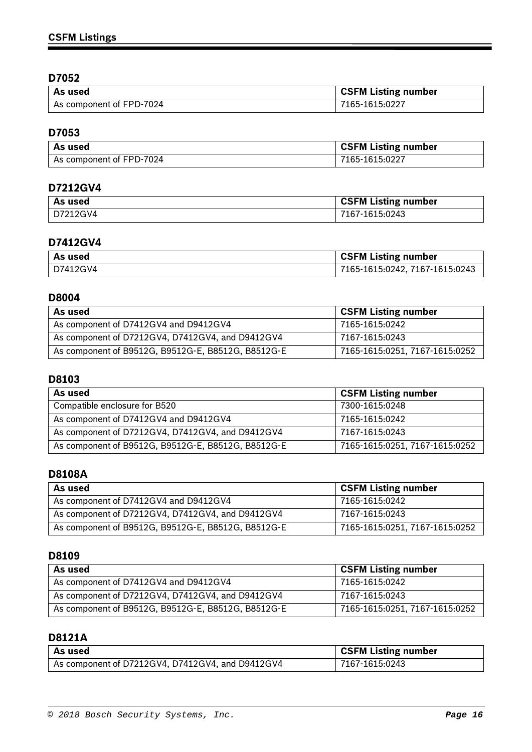## D7052

| As used | CSFM Listing number |
| --- | --- |
| As component of FPD-7024 | 7165-1615:0227 |

## D7053

| As used | CSFM Listing number |
| --- | --- |
| As component of FPD-7024 | 7165-1615:0227 |

## D7212GV4

| As used | CSFM Listing number |
| --- | --- |
| D7212GV4 | 7167-1615:0243 |

## D7412GV4

| As used | CSFM Listing number |
| --- | --- |
| D7412GV4 | 7165-1615:0242, 7167-1615:0243 |

## D8004

| As used | CSFM Listing number |
| --- | --- |
| As component of D7412GV4 and D9412GV4 | 7165-1615:0242 |
| As component of D7212GV4, D7412GV4, and D9412GV4 | 7167-1615:0243 |
| As component of B9512G, B9512G-E, B8512G, B8512G-E | 7165-1615:0251, 7167-1615:0252 |

## D8103

| As used | CSFM Listing number |
| --- | --- |
| Compatible enclosure for B520 | 7300-1615:0248 |
| As component of D7412GV4 and D9412GV4 | 7165-1615:0242 |
| As component of D7212GV4, D7412GV4, and D9412GV4 | 7167-1615:0243 |
| As component of B9512G, B9512G-E, B8512G, B8512G-E | 7165-1615:0251, 7167-1615:0252 |

## D8108A

| As used | CSFM Listing number |
| --- | --- |
| As component of D7412GV4 and D9412GV4 | 7165-1615:0242 |
| As component of D7212GV4, D7412GV4, and D9412GV4 | 7167-1615:0243 |
| As component of B9512G, B9512G-E, B8512G, B8512G-E | 7165-1615:0251, 7167-1615:0252 |

## D8109

| As used | CSFM Listing number |
| --- | --- |
| As component of D7412GV4 and D9412GV4 | 7165-1615:0242 |
| As component of D7212GV4, D7412GV4, and D9412GV4 | 7167-1615:0243 |
| As component of B9512G, B9512G-E, B8512G, B8512G-E | 7165-1615:0251, 7167-1615:0252 |

## D8121A

| As used | CSFM Listing number |
| --- | --- |
| As component of D7212GV4, D7412GV4, and D9412GV4 | 7167-1615:0243 |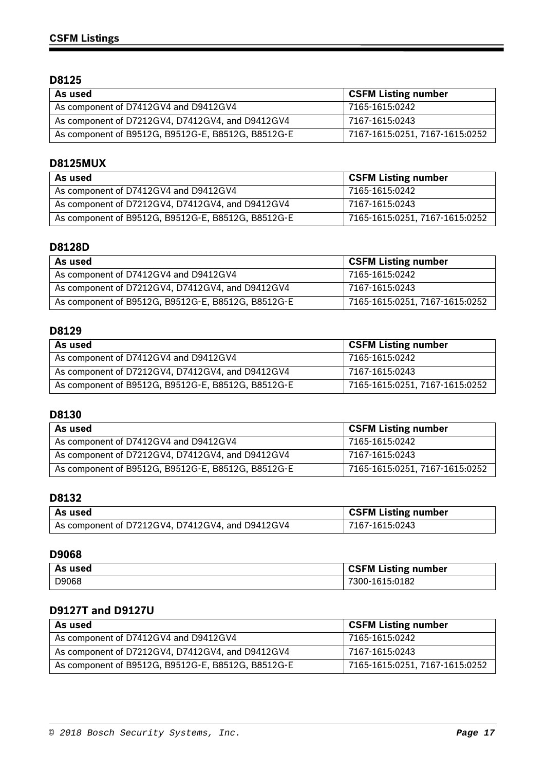## CSFM Listings

### D8125

| As used | CSFM Listing number |
| --- | --- |
| As component of D7412GV4 and D9412GV4 | 7165-1615:0242 |
| As component of D7212GV4, D7412GV4, and D9412GV4 | 7167-1615:0243 |
| As component of B9512G, B9512G-E, B8512G, B8512G-E | 7167-1615:0251, 7167-1615:0252 |

### D8125MUX

| As used | CSFM Listing number |
| --- | --- |
| As component of D7412GV4 and D9412GV4 | 7165-1615:0242 |
| As component of D7212GV4, D7412GV4, and D9412GV4 | 7167-1615:0243 |
| As component of B9512G, B9512G-E, B8512G, B8512G-E | 7165-1615:0251, 7167-1615:0252 |

### D8128D

| As used | CSFM Listing number |
| --- | --- |
| As component of D7412GV4 and D9412GV4 | 7165-1615:0242 |
| As component of D7212GV4, D7412GV4, and D9412GV4 | 7167-1615:0243 |
| As component of B9512G, B9512G-E, B8512G, B8512G-E | 7165-1615:0251, 7167-1615:0252 |

### D8129

| As used | CSFM Listing number |
| --- | --- |
| As component of D7412GV4 and D9412GV4 | 7165-1615:0242 |
| As component of D7212GV4, D7412GV4, and D9412GV4 | 7167-1615:0243 |
| As component of B9512G, B9512G-E, B8512G, B8512G-E | 7165-1615:0251, 7167-1615:0252 |

### D8130

| As used | CSFM Listing number |
| --- | --- |
| As component of D7412GV4 and D9412GV4 | 7165-1615:0242 |
| As component of D7212GV4, D7412GV4, and D9412GV4 | 7167-1615:0243 |
| As component of B9512G, B9512G-E, B8512G, B8512G-E | 7165-1615:0251, 7167-1615:0252 |

### D8132

| As used | CSFM Listing number |
| --- | --- |
| As component of D7212GV4, D7412GV4, and D9412GV4 | 7167-1615:0243 |

### D9068

| As used | CSFM Listing number |
| --- | --- |
| D9068 | 7300-1615:0182 |

### D9127T and D9127U

| As used | CSFM Listing number |
| --- | --- |
| As component of D7412GV4 and D9412GV4 | 7165-1615:0242 |
| As component of D7212GV4, D7412GV4, and D9412GV4 | 7167-1615:0243 |
| As component of B9512G, B9512G-E, B8512G, B8512G-E | 7165-1615:0251, 7167-1615:0252 |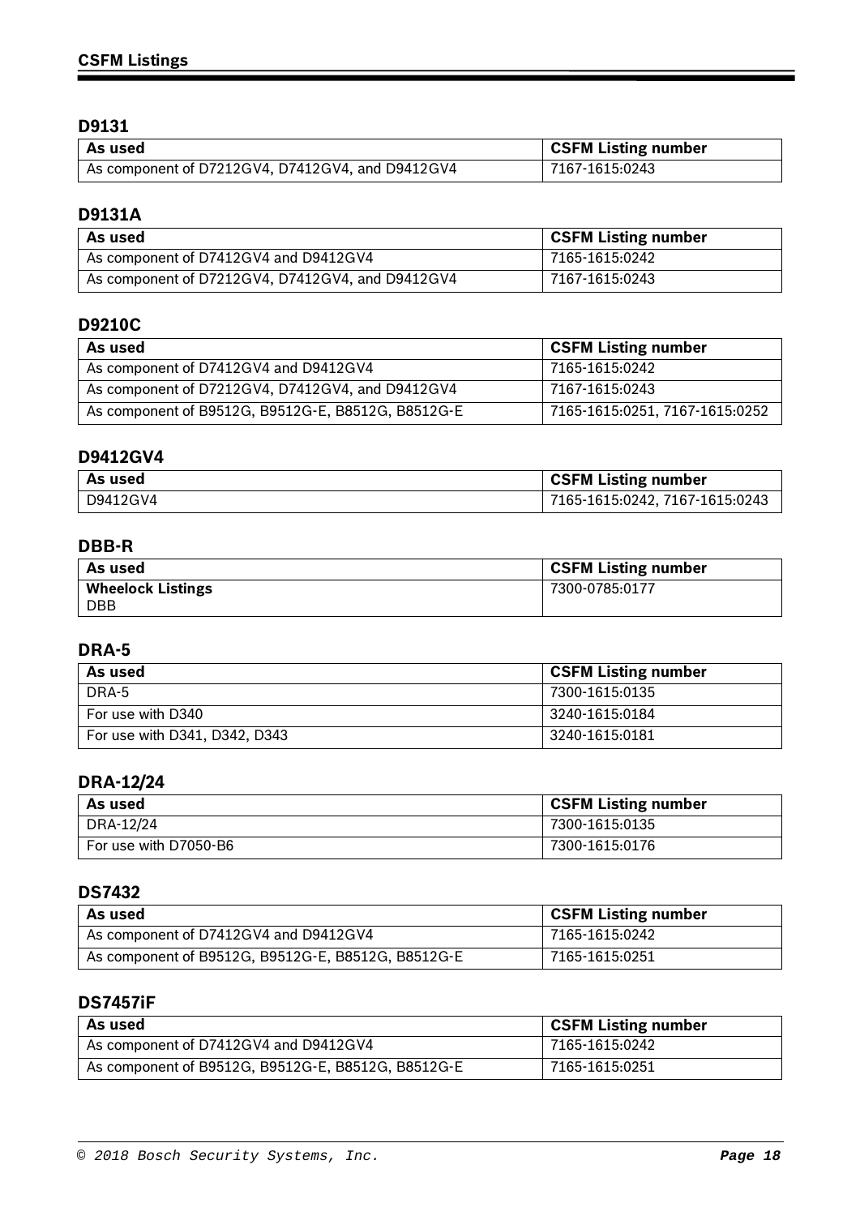## D9131

| As used | CSFM Listing number |
| --- | --- |
| As component of D7212GV4, D7412GV4, and D9412GV4 | 7167-1615:0243 |

## D9131A

| As used | CSFM Listing number |
| --- | --- |
| As component of D7412GV4 and D9412GV4 | 7165-1615:0242 |
| As component of D7212GV4, D7412GV4, and D9412GV4 | 7167-1615:0243 |

## D9210C

| As used | CSFM Listing number |
| --- | --- |
| As component of D7412GV4 and D9412GV4 | 7165-1615:0242 |
| As component of D7212GV4, D7412GV4, and D9412GV4 | 7167-1615:0243 |
| As component of B9512G, B9512G-E, B8512G, B8512G-E | 7165-1615:0251, 7167-1615:0252 |

## D9412GV4

| As used | CSFM Listing number |
| --- | --- |
| D9412GV4 | 7165-1615:0242, 7167-1615:0243 |

## DBB-R

| As used | CSFM Listing number |
| --- | --- |
| **Wheelock Listings** DBB | 7300-0785:0177 |

## DRA-5

| As used | CSFM Listing number |
| --- | --- |
| DRA-5 | 7300-1615:0135 |
| For use with D340 | 3240-1615:0184 |
| For use with D341, D342, D343 | 3240-1615:0181 |

## DRA-12/24

| As used | CSFM Listing number |
| --- | --- |
| DRA-12/24 | 7300-1615:0135 |
| For use with D7050-B6 | 7300-1615:0176 |

## DS7432

| As used | CSFM Listing number |
| --- | --- |
| As component of D7412GV4 and D9412GV4 | 7165-1615:0242 |
| As component of B9512G, B9512G-E, B8512G, B8512G-E | 7165-1615:0251 |

## DS7457iF

| As used | CSFM Listing number |
| --- | --- |
| As component of D7412GV4 and D9412GV4 | 7165-1615:0242 |
| As component of B9512G, B9512G-E, B8512G, B8512G-E | 7165-1615:0251 |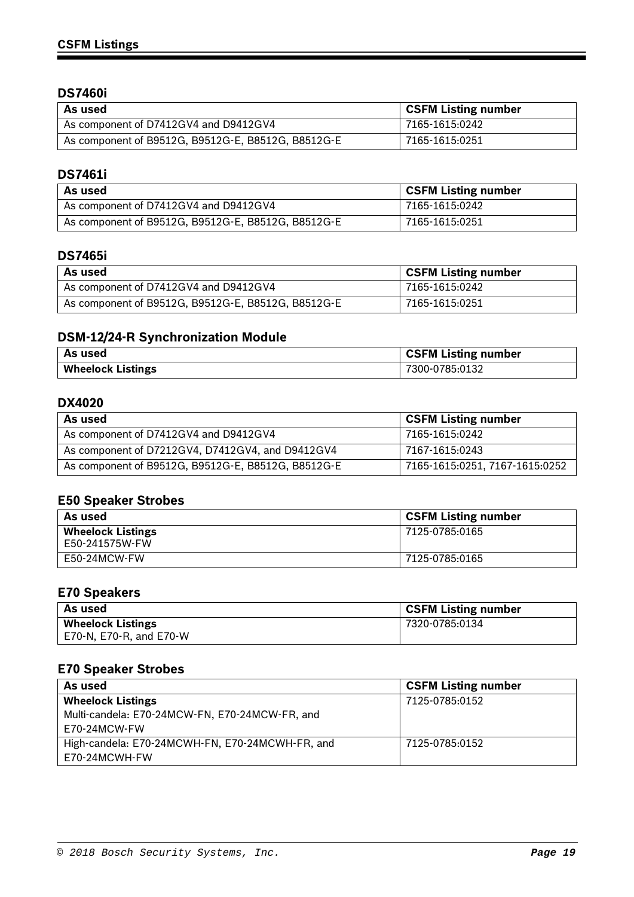## DS7460i

| As used | CSFM Listing number |
|---|---|
| As component of D7412GV4 and D9412GV4 | 7165-1615:0242 |
| As component of B9512G, B9512G-E, B8512G, B8512G-E | 7165-1615:0251 |

## DS7461i

| As used | CSFM Listing number |
|---|---|
| As component of D7412GV4 and D9412GV4 | 7165-1615:0242 |
| As component of B9512G, B9512G-E, B8512G, B8512G-E | 7165-1615:0251 |

## DS7465i

| As used | CSFM Listing number |
|---|---|
| As component of D7412GV4 and D9412GV4 | 7165-1615:0242 |
| As component of B9512G, B9512G-E, B8512G, B8512G-E | 7165-1615:0251 |

## DSM-12/24-R Synchronization Module

| As used | CSFM Listing number |
|---|---|
| **Wheelock Listings** | 7300-0785:0132 |

## DX4020

| As used | CSFM Listing number |
|---|---|
| As component of D7412GV4 and D9412GV4 | 7165-1615:0242 |
| As component of D7212GV4, D7412GV4, and D9412GV4 | 7167-1615:0243 |
| As component of B9512G, B9512G-E, B8512G, B8512G-E | 7165-1615:0251, 7167-1615:0252 |

## E50 Speaker Strobes

| As used | CSFM Listing number |
|---|---|
| **Wheelock Listings**<br>E50-241575W-FW | 7125-0785:0165 |
| E50-24MCW-FW | 7125-0785:0165 |

## E70 Speakers

| As used | CSFM Listing number |
|---|---|
| **Wheelock Listings**<br>E70-N, E70-R, and E70-W | 7320-0785:0134 |

## E70 Speaker Strobes

| As used | CSFM Listing number |
|---|---|
| **Wheelock Listings**<br>Multi-candela: E70-24MCW-FN, E70-24MCW-FR, and E70-24MCW-FW | 7125-0785:0152 |
| High-candela: E70-24MCWH-FN, E70-24MCWH-FR, and E70-24MCWH-FW | 7125-0785:0152 |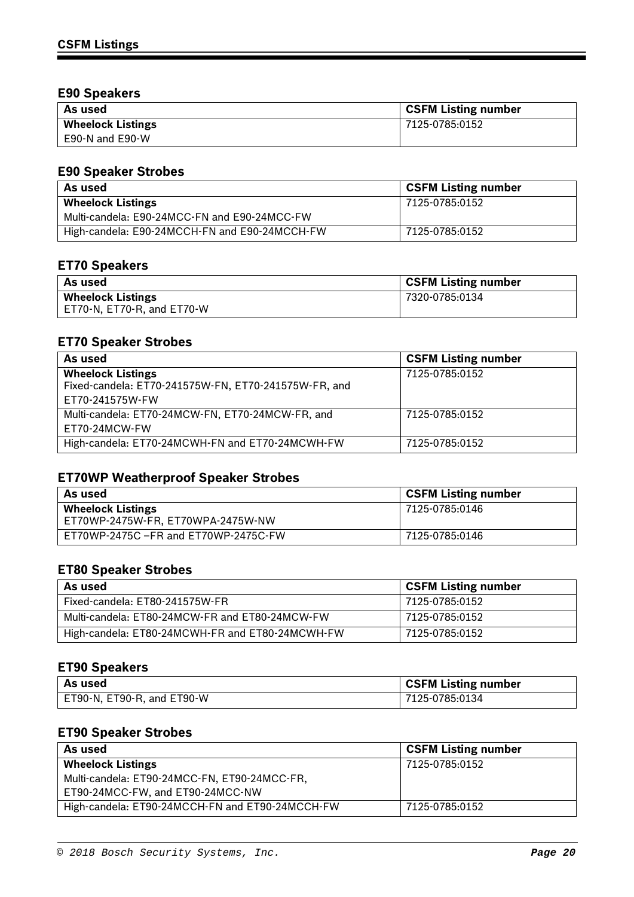## E90 Speakers

| As used | CSFM Listing number |
| --- | --- |
| **Wheelock Listings**<br>E90-N and E90-W | 7125-0785:0152 |

## E90 Speaker Strobes

| As used | CSFM Listing number |
| --- | --- |
| **Wheelock Listings**<br>Multi-candela: E90-24MCC-FN and E90-24MCC-FW | 7125-0785:0152 |
| High-candela: E90-24MCCH-FN and E90-24MCCH-FW | 7125-0785:0152 |

## ET70 Speakers

| As used | CSFM Listing number |
| --- | --- |
| **Wheelock Listings**<br>ET70-N, ET70-R, and ET70-W | 7320-0785:0134 |

## ET70 Speaker Strobes

| As used | CSFM Listing number |
| --- | --- |
| **Wheelock Listings**<br>Fixed-candela: ET70-241575W-FN, ET70-241575W-FR, and ET70-241575W-FW | 7125-0785:0152 |
| Multi-candela: ET70-24MCW-FN, ET70-24MCW-FR, and ET70-24MCW-FW | 7125-0785:0152 |
| High-candela: ET70-24MCWH-FN and ET70-24MCWH-FW | 7125-0785:0152 |

## ET70WP Weatherproof Speaker Strobes

| As used | CSFM Listing number |
| --- | --- |
| **Wheelock Listings**<br>ET70WP-2475W-FR, ET70WPA-2475W-NW | 7125-0785:0146 |
| ET70WP-2475C –FR and ET70WP-2475C-FW | 7125-0785:0146 |

## ET80 Speaker Strobes

| As used | CSFM Listing number |
| --- | --- |
| Fixed-candela: ET80-241575W-FR | 7125-0785:0152 |
| Multi-candela: ET80-24MCW-FR and ET80-24MCW-FW | 7125-0785:0152 |
| High-candela: ET80-24MCWH-FR and ET80-24MCWH-FW | 7125-0785:0152 |

## ET90 Speakers

| As used | CSFM Listing number |
| --- | --- |
| ET90-N, ET90-R, and ET90-W | 7125-0785:0134 |

## ET90 Speaker Strobes

| As used | CSFM Listing number |
| --- | --- |
| **Wheelock Listings**<br>Multi-candela: ET90-24MCC-FN, ET90-24MCC-FR, ET90-24MCC-FW, and ET90-24MCC-NW | 7125-0785:0152 |
| High-candela: ET90-24MCCH-FN and ET90-24MCCH-FW | 7125-0785:0152 |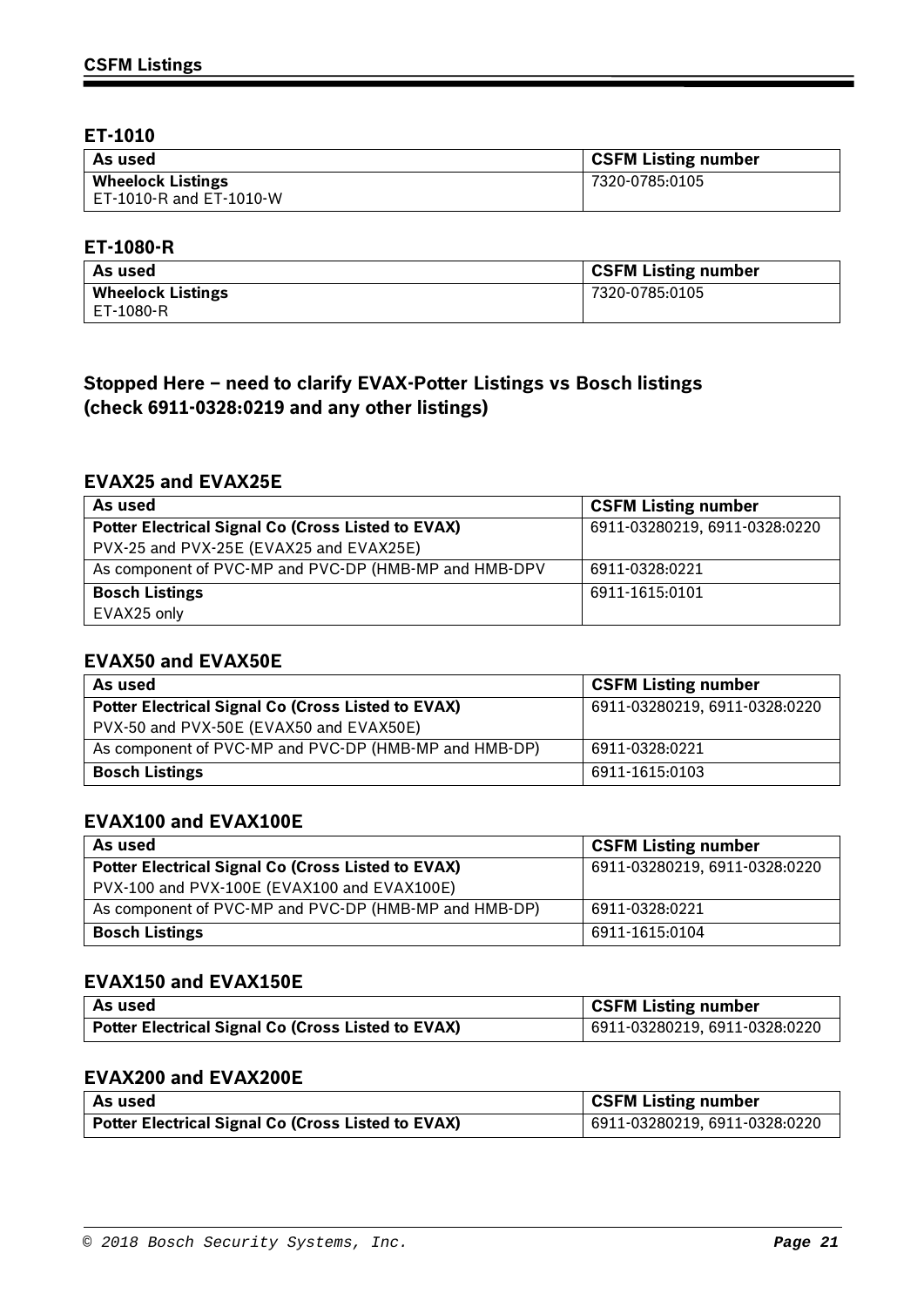## ET-1010

| As used | CSFM Listing number |
|---|---|
| **Wheelock Listings**<br>ET-1010-R and ET-1010-W | 7320-0785:0105 |

## ET-1080-R

| As used | CSFM Listing number |
|---|---|
| **Wheelock Listings**<br>ET-1080-R | 7320-0785:0105 |

**Stopped Here – need to clarify EVAX-Potter Listings vs Bosch listings (check 6911-0328:0219 and any other listings)**

## EVAX25 and EVAX25E

| As used | CSFM Listing number |
|---|---|
| **Potter Electrical Signal Co (Cross Listed to EVAX)**<br>PVX-25 and PVX-25E (EVAX25 and EVAX25E) | 6911-03280219, 6911-0328:0220 |
| As component of PVC-MP and PVC-DP (HMB-MP and HMB-DPV | 6911-0328:0221 |
| **Bosch Listings**<br>EVAX25 only | 6911-1615:0101 |

## EVAX50 and EVAX50E

| As used | CSFM Listing number |
|---|---|
| **Potter Electrical Signal Co (Cross Listed to EVAX)**<br>PVX-50 and PVX-50E (EVAX50 and EVAX50E) | 6911-03280219, 6911-0328:0220 |
| As component of PVC-MP and PVC-DP (HMB-MP and HMB-DP) | 6911-0328:0221 |
| **Bosch Listings** | 6911-1615:0103 |

## EVAX100 and EVAX100E

| As used | CSFM Listing number |
|---|---|
| **Potter Electrical Signal Co (Cross Listed to EVAX)**<br>PVX-100 and PVX-100E (EVAX100 and EVAX100E) | 6911-03280219, 6911-0328:0220 |
| As component of PVC-MP and PVC-DP (HMB-MP and HMB-DP) | 6911-0328:0221 |
| **Bosch Listings** | 6911-1615:0104 |

## EVAX150 and EVAX150E

| As used | CSFM Listing number |
|---|---|
| **Potter Electrical Signal Co (Cross Listed to EVAX)** | 6911-03280219, 6911-0328:0220 |

## EVAX200 and EVAX200E

| As used | CSFM Listing number |
|---|---|
| **Potter Electrical Signal Co (Cross Listed to EVAX)** | 6911-03280219, 6911-0328:0220 |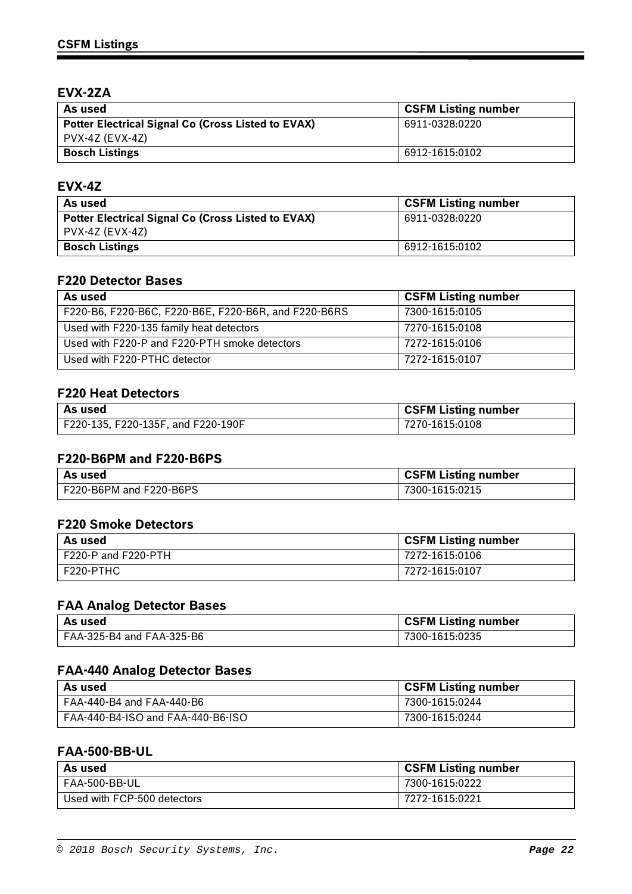### EVX-2ZA

| As used | CSFM Listing number |
| --- | --- |
| **Potter Electrical Signal Co (Cross Listed to EVAX)** PVX-4Z (EVX-4Z) | 6911-0328:0220 |
| **Bosch Listings** | 6912-1615:0102 |

### EVX-4Z

| As used | CSFM Listing number |
| --- | --- |
| **Potter Electrical Signal Co (Cross Listed to EVAX)** PVX-4Z (EVX-4Z) | 6911-0328:0220 |
| **Bosch Listings** | 6912-1615:0102 |

### F220 Detector Bases

| As used | CSFM Listing number |
| --- | --- |
| F220-B6, F220-B6C, F220-B6E, F220-B6R, and F220-B6RS | 7300-1615:0105 |
| Used with F220-135 family heat detectors | 7270-1615:0108 |
| Used with F220-P and F220-PTH smoke detectors | 7272-1615:0106 |
| Used with F220-PTHC detector | 7272-1615:0107 |

### F220 Heat Detectors

| As used | CSFM Listing number |
| --- | --- |
| F220-135, F220-135F, and F220-190F | 7270-1615:0108 |

### F220-B6PM and F220-B6PS

| As used | CSFM Listing number |
| --- | --- |
| F220-B6PM and F220-B6PS | 7300-1615:0215 |

### F220 Smoke Detectors

| As used | CSFM Listing number |
| --- | --- |
| F220-P and F220-PTH | 7272-1615:0106 |
| F220-PTHC | 7272-1615:0107 |

### FAA Analog Detector Bases

| As used | CSFM Listing number |
| --- | --- |
| FAA-325-B4 and FAA-325-B6 | 7300-1615:0235 |

### FAA-440 Analog Detector Bases

| As used | CSFM Listing number |
| --- | --- |
| FAA-440-B4 and FAA-440-B6 | 7300-1615:0244 |
| FAA-440-B4-ISO and FAA-440-B6-ISO | 7300-1615:0244 |

### FAA-500-BB-UL

| As used | CSFM Listing number |
| --- | --- |
| FAA-500-BB-UL | 7300-1615:0222 |
| Used with FCP-500 detectors | 7272-1615:0221 |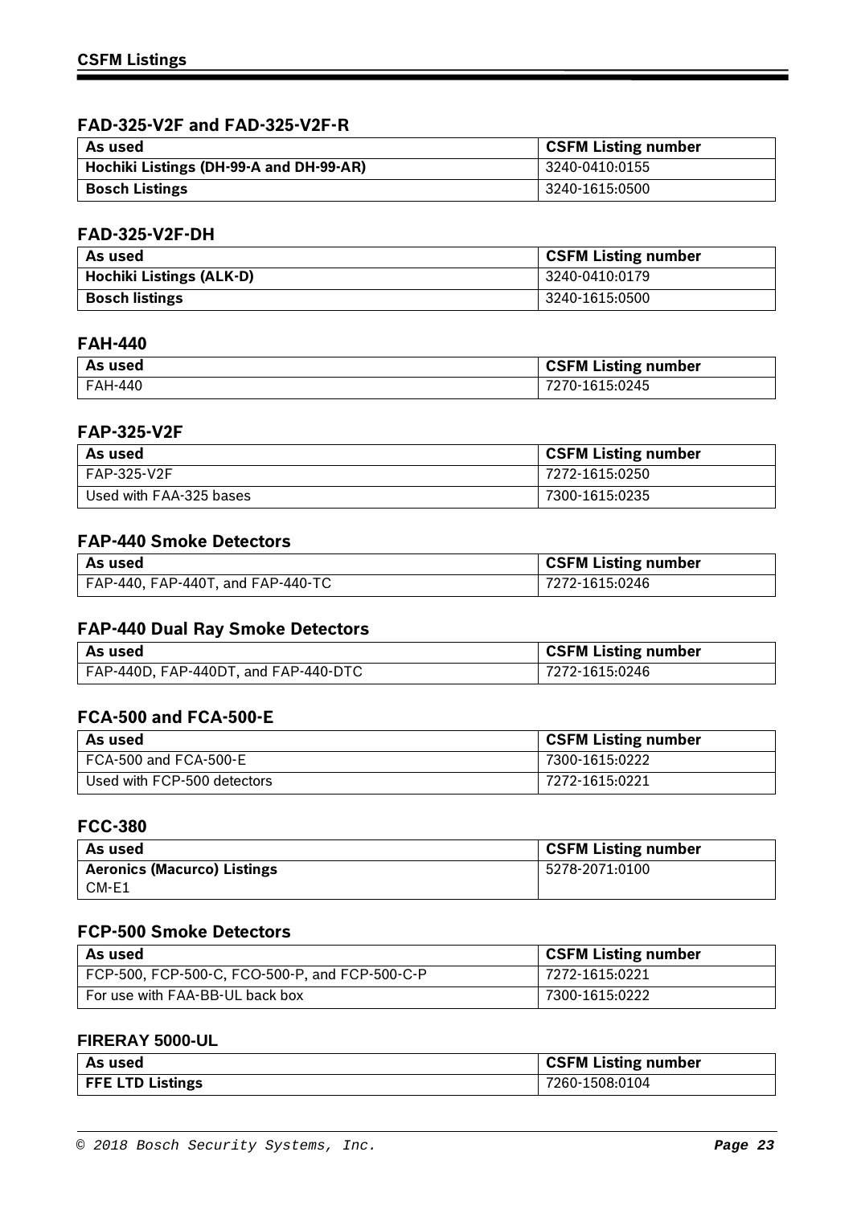### FAD-325-V2F and FAD-325-V2F-R

| As used | CSFM Listing number |
|---|---|
| **Hochiki Listings (DH-99-A and DH-99-AR)** | 3240-0410:0155 |
| **Bosch Listings** | 3240-1615:0500 |

### FAD-325-V2F-DH

| As used | CSFM Listing number |
|---|---|
| **Hochiki Listings (ALK-D)** | 3240-0410:0179 |
| **Bosch listings** | 3240-1615:0500 |

### FAH-440

| As used | CSFM Listing number |
|---|---|
| FAH-440 | 7270-1615:0245 |

### FAP-325-V2F

| As used | CSFM Listing number |
|---|---|
| FAP-325-V2F | 7272-1615:0250 |
| Used with FAA-325 bases | 7300-1615:0235 |

### FAP-440 Smoke Detectors

| As used | CSFM Listing number |
|---|---|
| FAP-440, FAP-440T, and FAP-440-TC | 7272-1615:0246 |

### FAP-440 Dual Ray Smoke Detectors

| As used | CSFM Listing number |
|---|---|
| FAP-440D, FAP-440DT, and FAP-440-DTC | 7272-1615:0246 |

### FCA-500 and FCA-500-E

| As used | CSFM Listing number |
|---|---|
| FCA-500 and FCA-500-E | 7300-1615:0222 |
| Used with FCP-500 detectors | 7272-1615:0221 |

### FCC-380

| As used | CSFM Listing number |
|---|---|
| **Aeronics (Macurco) Listings** CM-E1 | 5278-2071:0100 |

### FCP-500 Smoke Detectors

| As used | CSFM Listing number |
|---|---|
| FCP-500, FCP-500-C, FCO-500-P, and FCP-500-C-P | 7272-1615:0221 |
| For use with FAA-BB-UL back box | 7300-1615:0222 |

### FIRERAY 5000-UL

| As used | CSFM Listing number |
|---|---|
| **FFE LTD Listings** | 7260-1508:0104 |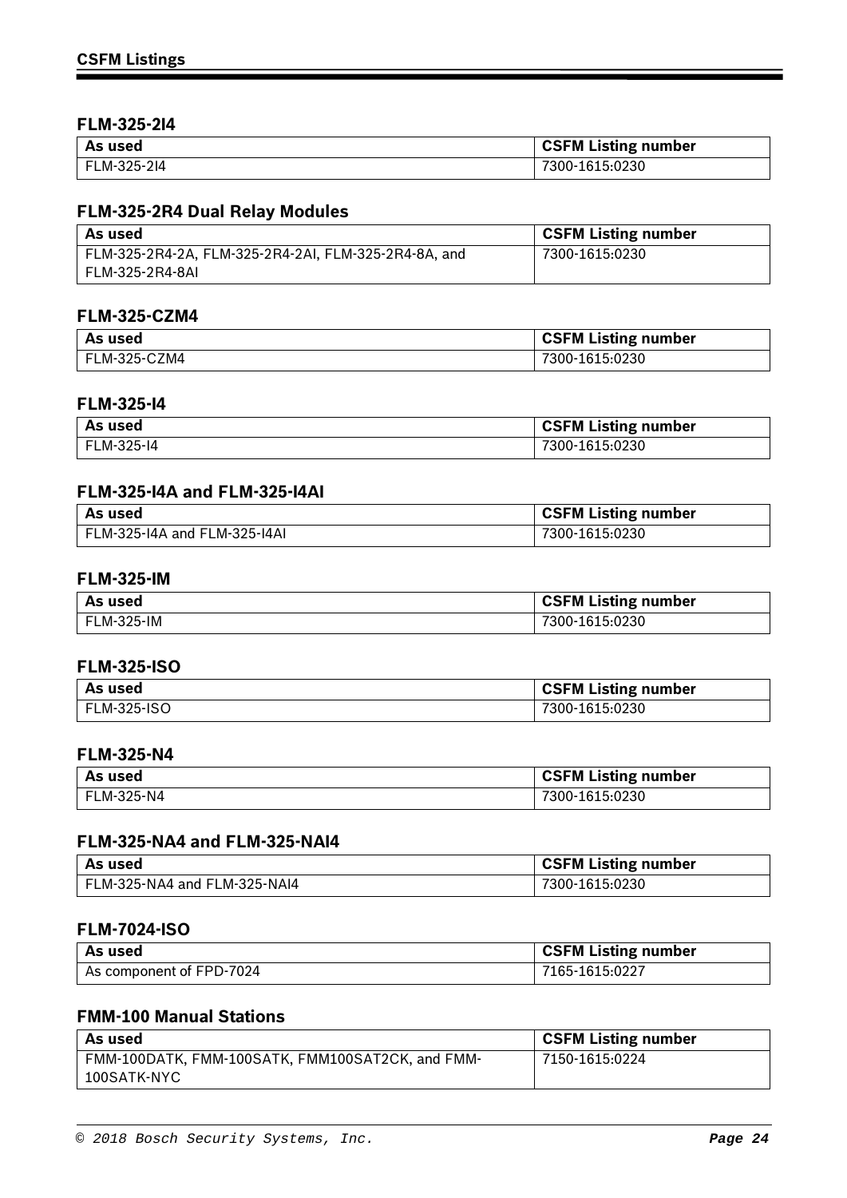### FLM-325-2I4

| As used | CSFM Listing number |
|---|---|
| FLM-325-2I4 | 7300-1615:0230 |

### FLM-325-2R4 Dual Relay Modules

| As used | CSFM Listing number |
|---|---|
| FLM-325-2R4-2A, FLM-325-2R4-2AI, FLM-325-2R4-8A, and FLM-325-2R4-8AI | 7300-1615:0230 |

### FLM-325-CZM4

| As used | CSFM Listing number |
|---|---|
| FLM-325-CZM4 | 7300-1615:0230 |

### FLM-325-I4

| As used | CSFM Listing number |
|---|---|
| FLM-325-I4 | 7300-1615:0230 |

### FLM-325-I4A and FLM-325-I4AI

| As used | CSFM Listing number |
|---|---|
| FLM-325-I4A and FLM-325-I4AI | 7300-1615:0230 |

### FLM-325-IM

| As used | CSFM Listing number |
|---|---|
| FLM-325-IM | 7300-1615:0230 |

### FLM-325-ISO

| As used | CSFM Listing number |
|---|---|
| FLM-325-ISO | 7300-1615:0230 |

### FLM-325-N4

| As used | CSFM Listing number |
|---|---|
| FLM-325-N4 | 7300-1615:0230 |

### FLM-325-NA4 and FLM-325-NAI4

| As used | CSFM Listing number |
|---|---|
| FLM-325-NA4 and FLM-325-NAI4 | 7300-1615:0230 |

### FLM-7024-ISO

| As used | CSFM Listing number |
|---|---|
| As component of FPD-7024 | 7165-1615:0227 |

### FMM-100 Manual Stations

| As used | CSFM Listing number |
|---|---|
| FMM-100DATK, FMM-100SATK, FMM100SAT2CK, and FMM-100SATK-NYC | 7150-1615:0224 |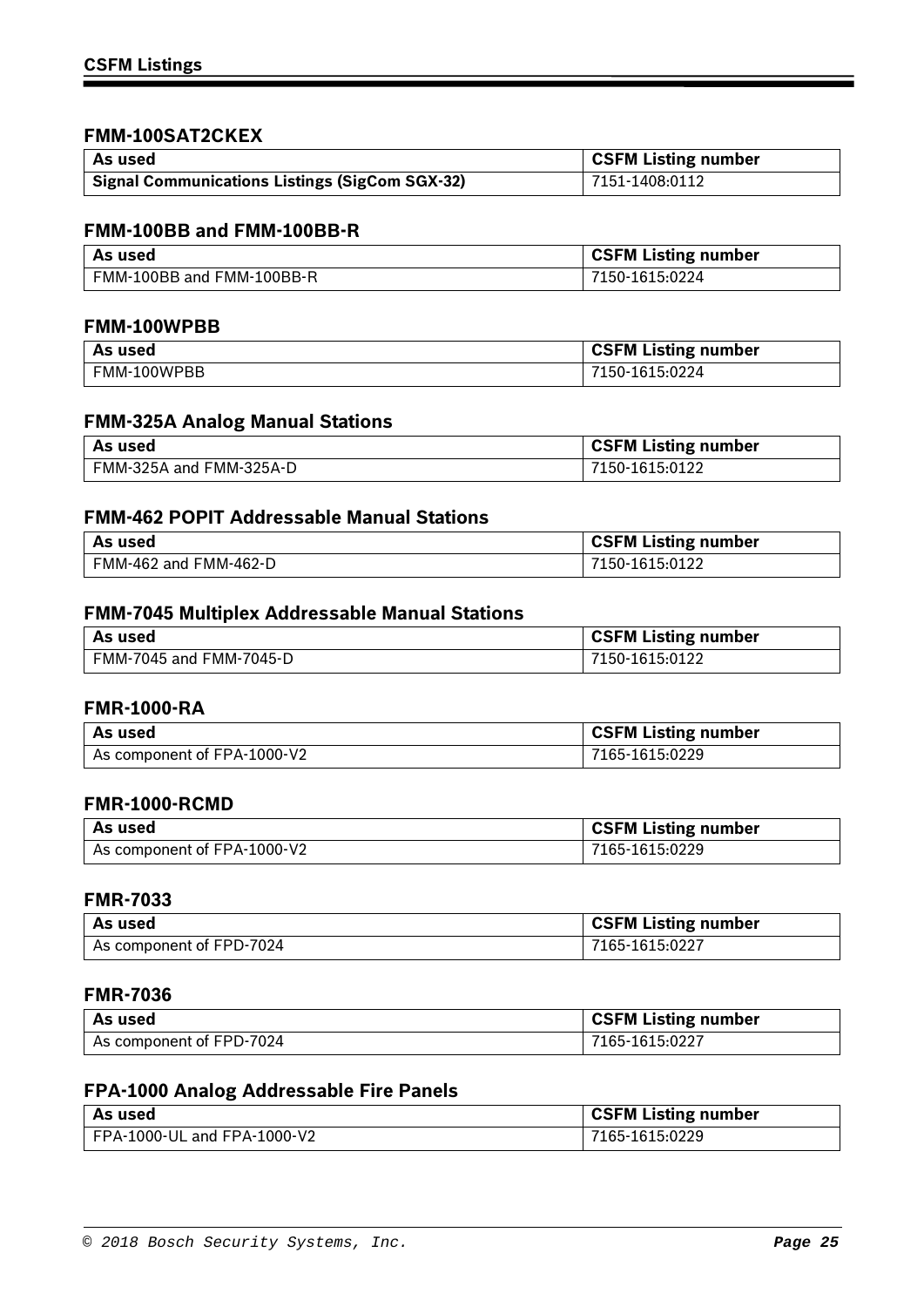### FMM-100SAT2CKEX

| As used | CSFM Listing number |
|---|---|
| **Signal Communications Listings (SigCom SGX-32)** | 7151-1408:0112 |

### FMM-100BB and FMM-100BB-R

| As used | CSFM Listing number |
|---|---|
| FMM-100BB and FMM-100BB-R | 7150-1615:0224 |

### FMM-100WPBB

| As used | CSFM Listing number |
|---|---|
| FMM-100WPBB | 7150-1615:0224 |

### FMM-325A Analog Manual Stations

| As used | CSFM Listing number |
|---|---|
| FMM-325A and FMM-325A-D | 7150-1615:0122 |

### FMM-462 POPIT Addressable Manual Stations

| As used | CSFM Listing number |
|---|---|
| FMM-462 and FMM-462-D | 7150-1615:0122 |

### FMM-7045 Multiplex Addressable Manual Stations

| As used | CSFM Listing number |
|---|---|
| FMM-7045 and FMM-7045-D | 7150-1615:0122 |

### FMR-1000-RA

| As used | CSFM Listing number |
|---|---|
| As component of FPA-1000-V2 | 7165-1615:0229 |

### FMR-1000-RCMD

| As used | CSFM Listing number |
|---|---|
| As component of FPA-1000-V2 | 7165-1615:0229 |

### FMR-7033

| As used | CSFM Listing number |
|---|---|
| As component of FPD-7024 | 7165-1615:0227 |

### FMR-7036

| As used | CSFM Listing number |
|---|---|
| As component of FPD-7024 | 7165-1615:0227 |

### FPA-1000 Analog Addressable Fire Panels

| As used | CSFM Listing number |
|---|---|
| FPA-1000-UL and FPA-1000-V2 | 7165-1615:0229 |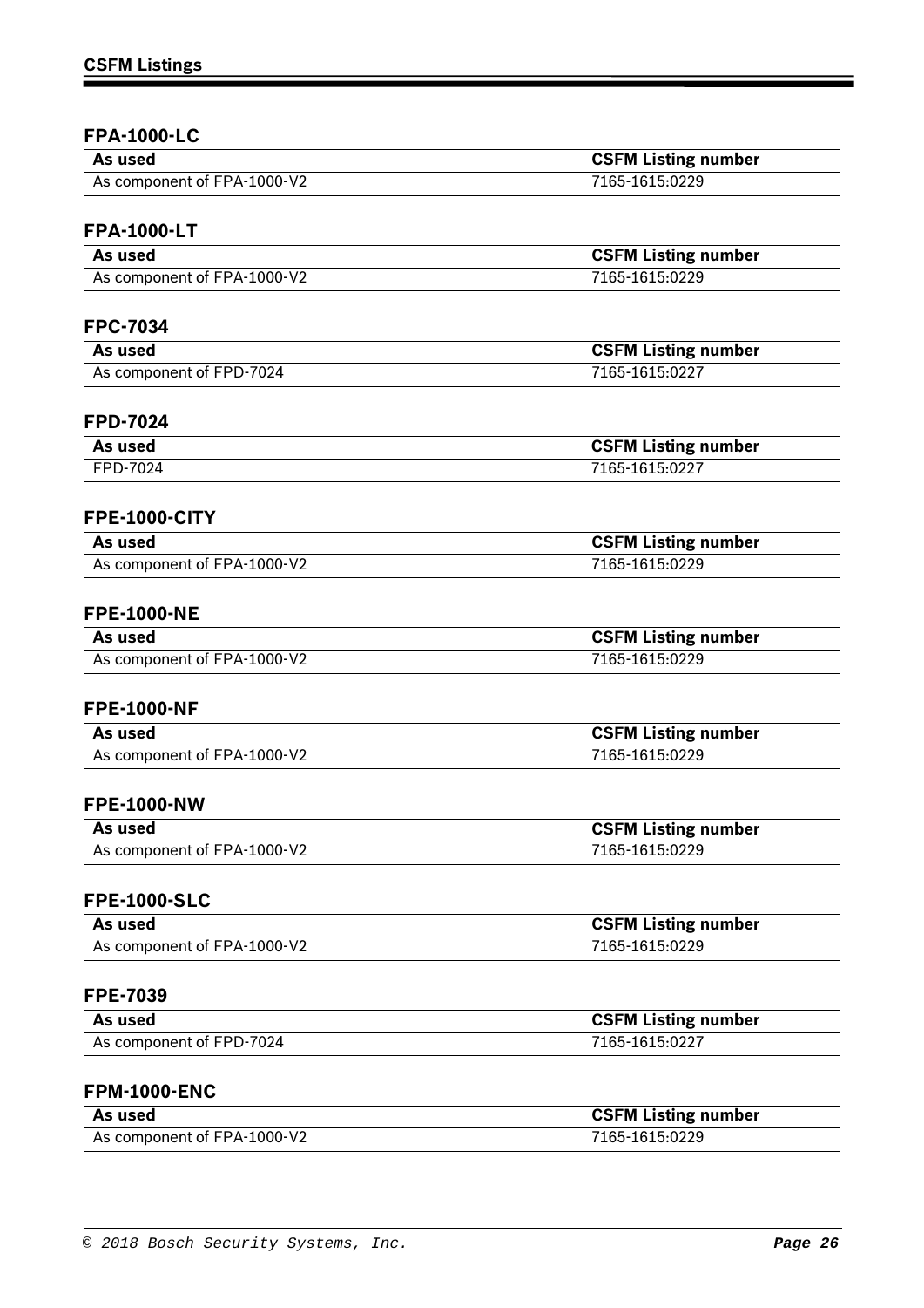## CSFM Listings

### FPA-1000-LC

| As used | CSFM Listing number |
| --- | --- |
| As component of FPA-1000-V2 | 7165-1615:0229 |

### FPA-1000-LT

| As used | CSFM Listing number |
| --- | --- |
| As component of FPA-1000-V2 | 7165-1615:0229 |

### FPC-7034

| As used | CSFM Listing number |
| --- | --- |
| As component of FPD-7024 | 7165-1615:0227 |

### FPD-7024

| As used | CSFM Listing number |
| --- | --- |
| FPD-7024 | 7165-1615:0227 |

### FPE-1000-CITY

| As used | CSFM Listing number |
| --- | --- |
| As component of FPA-1000-V2 | 7165-1615:0229 |

### FPE-1000-NE

| As used | CSFM Listing number |
| --- | --- |
| As component of FPA-1000-V2 | 7165-1615:0229 |

### FPE-1000-NF

| As used | CSFM Listing number |
| --- | --- |
| As component of FPA-1000-V2 | 7165-1615:0229 |

### FPE-1000-NW

| As used | CSFM Listing number |
| --- | --- |
| As component of FPA-1000-V2 | 7165-1615:0229 |

### FPE-1000-SLC

| As used | CSFM Listing number |
| --- | --- |
| As component of FPA-1000-V2 | 7165-1615:0229 |

### FPE-7039

| As used | CSFM Listing number |
| --- | --- |
| As component of FPD-7024 | 7165-1615:0227 |

### FPM-1000-ENC

| As used | CSFM Listing number |
| --- | --- |
| As component of FPA-1000-V2 | 7165-1615:0229 |

© 2018 Bosch Security Systems, Inc.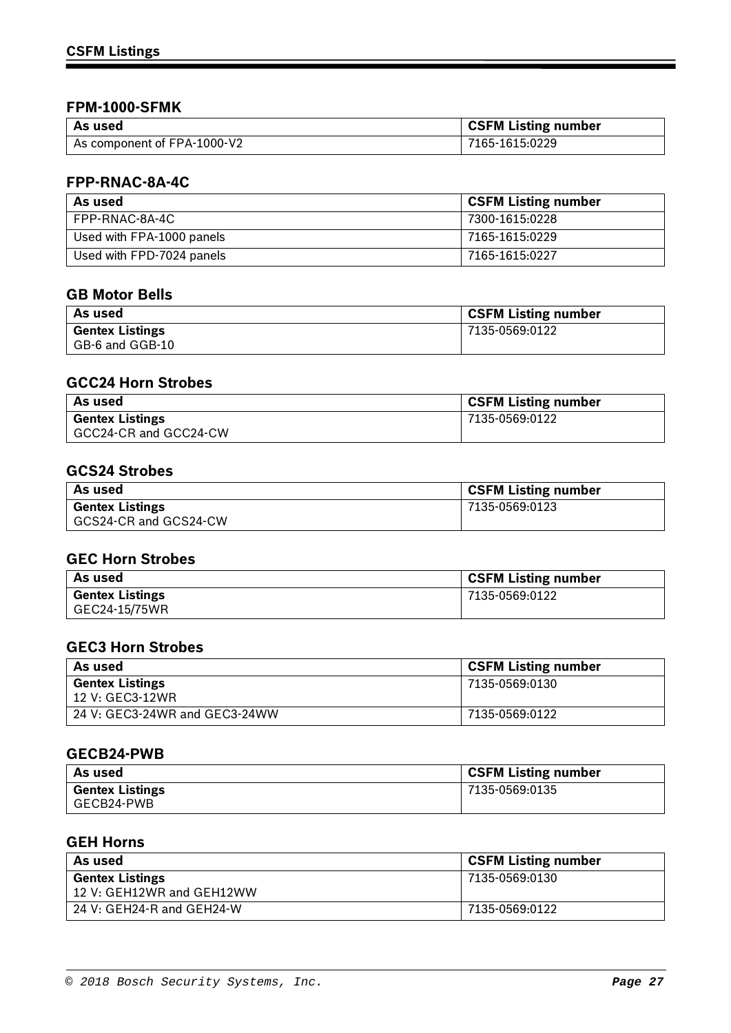### FPM-1000-SFMK

| As used | CSFM Listing number |
|---|---|
| As component of FPA-1000-V2 | 7165-1615:0229 |

### FPP-RNAC-8A-4C

| As used | CSFM Listing number |
|---|---|
| FPP-RNAC-8A-4C | 7300-1615:0228 |
| Used with FPA-1000 panels | 7165-1615:0229 |
| Used with FPD-7024 panels | 7165-1615:0227 |

### GB Motor Bells

| As used | CSFM Listing number |
|---|---|
| **Gentex Listings** GB-6 and GGB-10 | 7135-0569:0122 |

### GCC24 Horn Strobes

| As used | CSFM Listing number |
|---|---|
| **Gentex Listings** GCC24-CR and GCC24-CW | 7135-0569:0122 |

### GCS24 Strobes

| As used | CSFM Listing number |
|---|---|
| **Gentex Listings** GCS24-CR and GCS24-CW | 7135-0569:0123 |

### GEC Horn Strobes

| As used | CSFM Listing number |
|---|---|
| **Gentex Listings** GEC24-15/75WR | 7135-0569:0122 |

### GEC3 Horn Strobes

| As used | CSFM Listing number |
|---|---|
| **Gentex Listings** 12 V: GEC3-12WR | 7135-0569:0130 |
| 24 V: GEC3-24WR and GEC3-24WW | 7135-0569:0122 |

### GECB24-PWB

| As used | CSFM Listing number |
|---|---|
| **Gentex Listings** GECB24-PWB | 7135-0569:0135 |

### GEH Horns

| As used | CSFM Listing number |
|---|---|
| **Gentex Listings** 12 V: GEH12WR and GEH12WW | 7135-0569:0130 |
| 24 V: GEH24-R and GEH24-W | 7135-0569:0122 |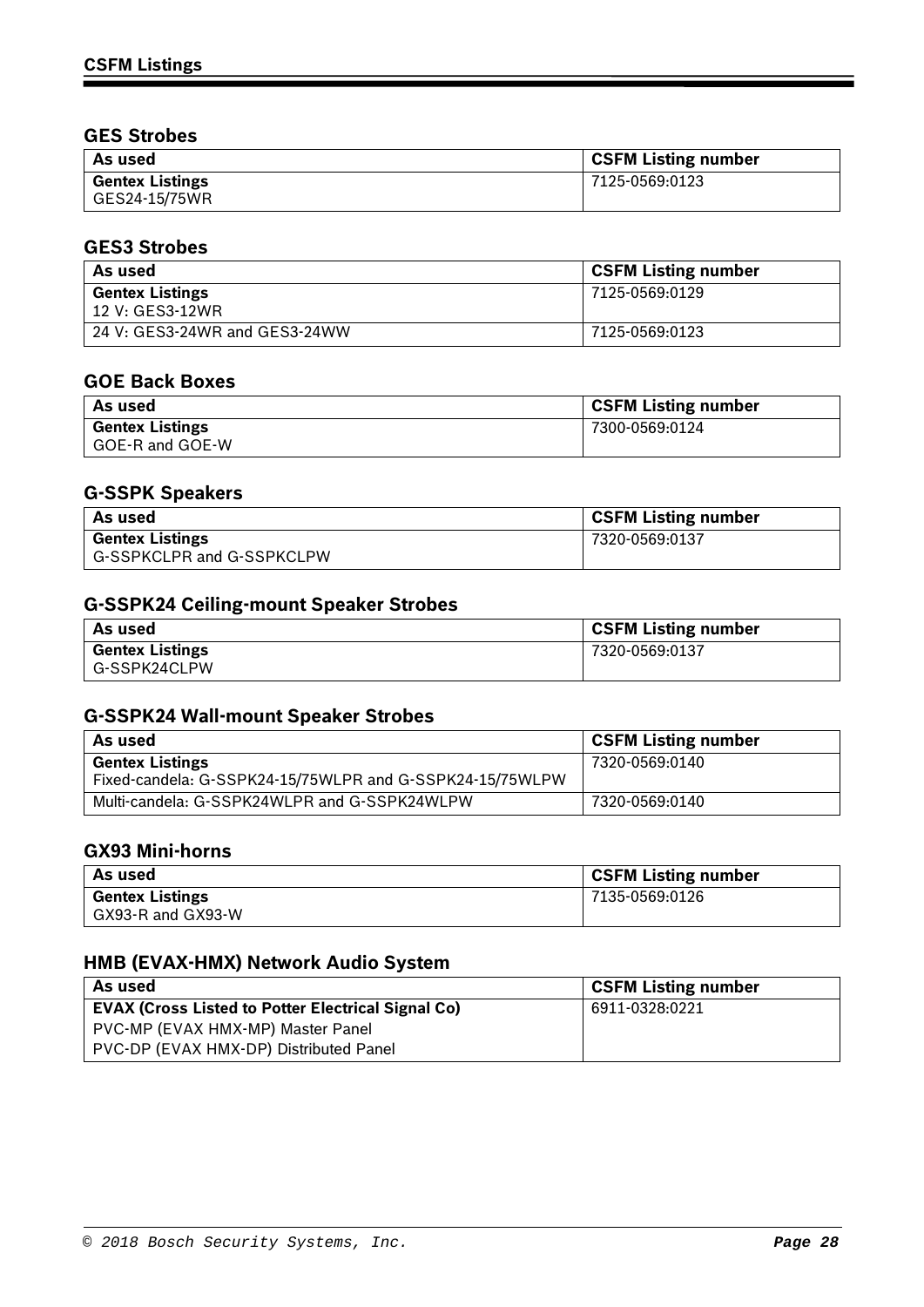## GES Strobes

| As used | CSFM Listing number |
|---|---|
| **Gentex Listings**<br>GES24-15/75WR | 7125-0569:0123 |

## GES3 Strobes

| As used | CSFM Listing number |
|---|---|
| **Gentex Listings**<br>12 V: GES3-12WR | 7125-0569:0129 |
| 24 V: GES3-24WR and GES3-24WW | 7125-0569:0123 |

## GOE Back Boxes

| As used | CSFM Listing number |
|---|---|
| **Gentex Listings**<br>GOE-R and GOE-W | 7300-0569:0124 |

## G-SSPK Speakers

| As used | CSFM Listing number |
|---|---|
| **Gentex Listings**<br>G-SSPKCLPR and G-SSPKCLPW | 7320-0569:0137 |

## G-SSPK24 Ceiling-mount Speaker Strobes

| As used | CSFM Listing number |
|---|---|
| **Gentex Listings**<br>G-SSPK24CLPW | 7320-0569:0137 |

## G-SSPK24 Wall-mount Speaker Strobes

| As used | CSFM Listing number |
|---|---|
| **Gentex Listings**<br>Fixed-candela: G-SSPK24-15/75WLPR and G-SSPK24-15/75WLPW | 7320-0569:0140 |
| Multi-candela: G-SSPK24WLPR and G-SSPK24WLPW | 7320-0569:0140 |

## GX93 Mini-horns

| As used | CSFM Listing number |
|---|---|
| **Gentex Listings**<br>GX93-R and GX93-W | 7135-0569:0126 |

## HMB (EVAX-HMX) Network Audio System

| As used | CSFM Listing number |
|---|---|
| **EVAX (Cross Listed to Potter Electrical Signal Co)**<br>PVC-MP (EVAX HMX-MP) Master Panel<br>PVC-DP (EVAX HMX-DP) Distributed Panel | 6911-0328:0221 |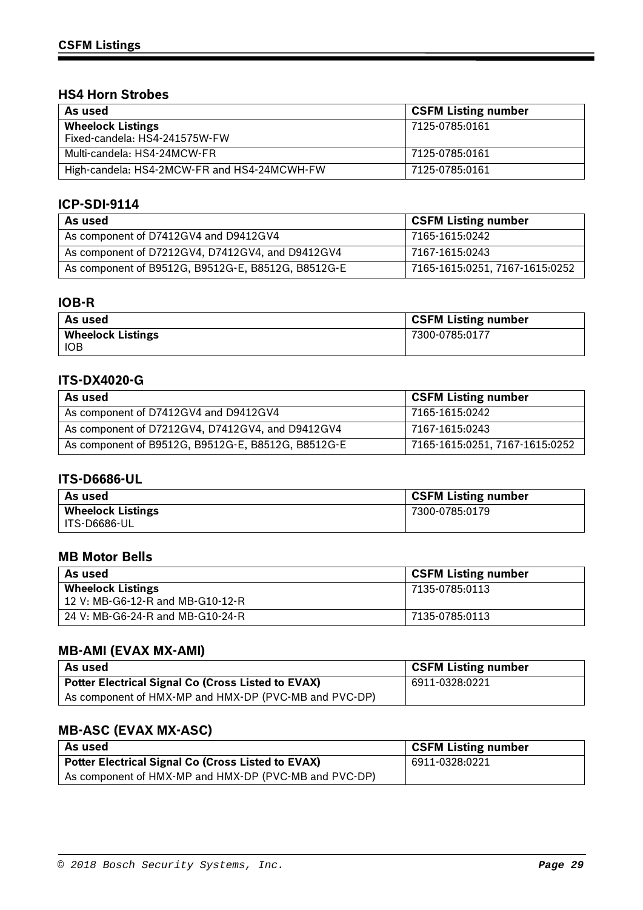## HS4 Horn Strobes

| As used | CSFM Listing number |
|---|---|
| **Wheelock Listings** Fixed-candela: HS4-241575W-FW | 7125-0785:0161 |
| Multi-candela: HS4-24MCW-FR | 7125-0785:0161 |
| High-candela: HS4-2MCW-FR and HS4-24MCWH-FW | 7125-0785:0161 |

## ICP-SDI-9114

| As used | CSFM Listing number |
|---|---|
| As component of D7412GV4 and D9412GV4 | 7165-1615:0242 |
| As component of D7212GV4, D7412GV4, and D9412GV4 | 7167-1615:0243 |
| As component of B9512G, B9512G-E, B8512G, B8512G-E | 7165-1615:0251, 7167-1615:0252 |

## IOB-R

| As used | CSFM Listing number |
|---|---|
| **Wheelock Listings** IOB | 7300-0785:0177 |

## ITS-DX4020-G

| As used | CSFM Listing number |
|---|---|
| As component of D7412GV4 and D9412GV4 | 7165-1615:0242 |
| As component of D7212GV4, D7412GV4, and D9412GV4 | 7167-1615:0243 |
| As component of B9512G, B9512G-E, B8512G, B8512G-E | 7165-1615:0251, 7167-1615:0252 |

## ITS-D6686-UL

| As used | CSFM Listing number |
|---|---|
| **Wheelock Listings** ITS-D6686-UL | 7300-0785:0179 |

## MB Motor Bells

| As used | CSFM Listing number |
|---|---|
| **Wheelock Listings** 12 V: MB-G6-12-R and MB-G10-12-R | 7135-0785:0113 |
| 24 V: MB-G6-24-R and MB-G10-24-R | 7135-0785:0113 |

## MB-AMI (EVAX MX-AMI)

| As used | CSFM Listing number |
|---|---|
| **Potter Electrical Signal Co (Cross Listed to EVAX)** As component of HMX-MP and HMX-DP (PVC-MB and PVC-DP) | 6911-0328:0221 |

## MB-ASC (EVAX MX-ASC)

| As used | CSFM Listing number |
|---|---|
| **Potter Electrical Signal Co (Cross Listed to EVAX)** As component of HMX-MP and HMX-DP (PVC-MB and PVC-DP) | 6911-0328:0221 |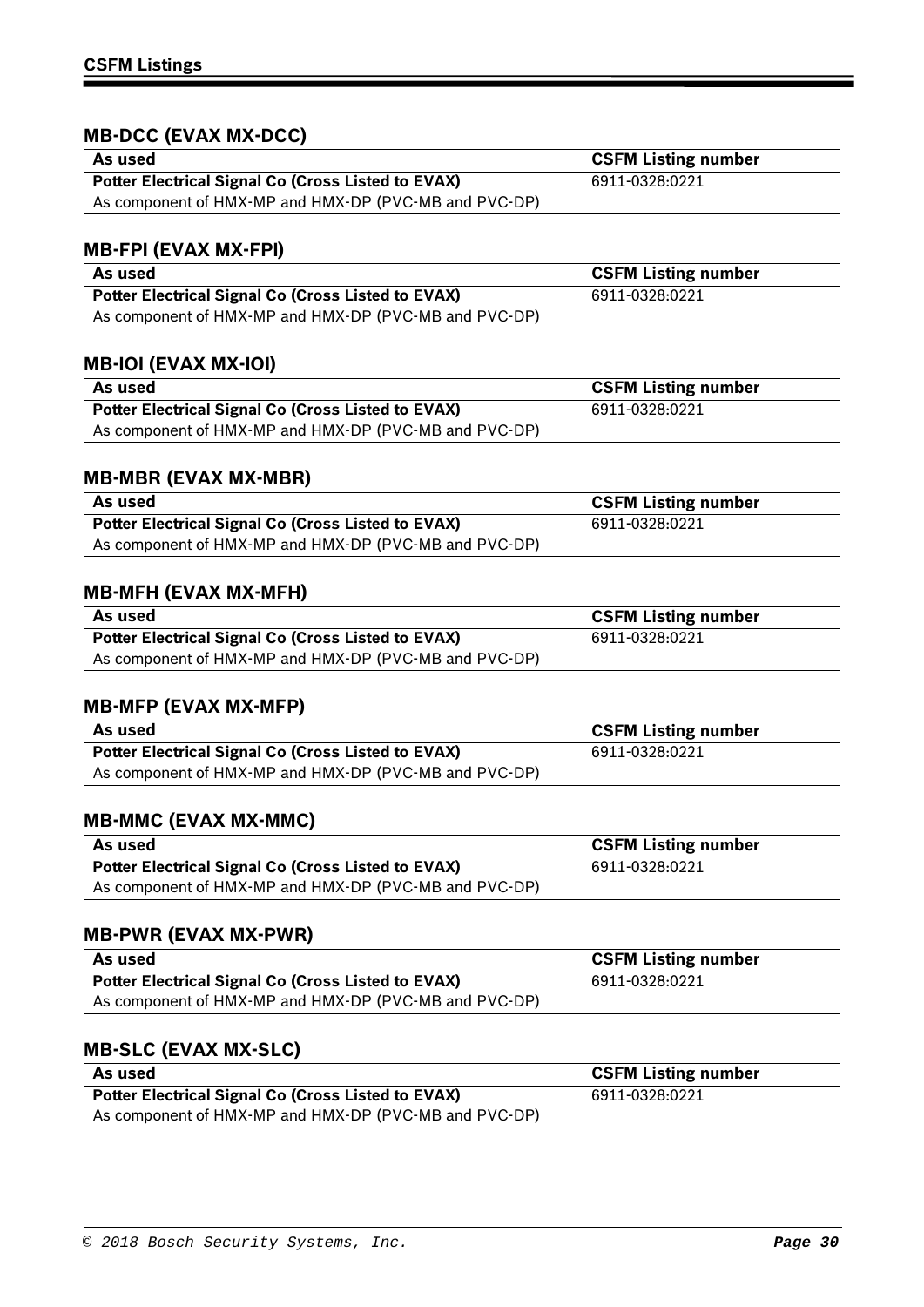## MB-DCC (EVAX MX-DCC)

| As used | CSFM Listing number |
|---|---|
| **Potter Electrical Signal Co (Cross Listed to EVAX)**<br>As component of HMX-MP and HMX-DP (PVC-MB and PVC-DP) | 6911-0328:0221 |

## MB-FPI (EVAX MX-FPI)

| As used | CSFM Listing number |
|---|---|
| **Potter Electrical Signal Co (Cross Listed to EVAX)**<br>As component of HMX-MP and HMX-DP (PVC-MB and PVC-DP) | 6911-0328:0221 |

## MB-IOI (EVAX MX-IOI)

| As used | CSFM Listing number |
|---|---|
| **Potter Electrical Signal Co (Cross Listed to EVAX)**<br>As component of HMX-MP and HMX-DP (PVC-MB and PVC-DP) | 6911-0328:0221 |

## MB-MBR (EVAX MX-MBR)

| As used | CSFM Listing number |
|---|---|
| **Potter Electrical Signal Co (Cross Listed to EVAX)**<br>As component of HMX-MP and HMX-DP (PVC-MB and PVC-DP) | 6911-0328:0221 |

## MB-MFH (EVAX MX-MFH)

| As used | CSFM Listing number |
|---|---|
| **Potter Electrical Signal Co (Cross Listed to EVAX)**<br>As component of HMX-MP and HMX-DP (PVC-MB and PVC-DP) | 6911-0328:0221 |

## MB-MFP (EVAX MX-MFP)

| As used | CSFM Listing number |
|---|---|
| **Potter Electrical Signal Co (Cross Listed to EVAX)**<br>As component of HMX-MP and HMX-DP (PVC-MB and PVC-DP) | 6911-0328:0221 |

## MB-MMC (EVAX MX-MMC)

| As used | CSFM Listing number |
|---|---|
| **Potter Electrical Signal Co (Cross Listed to EVAX)**<br>As component of HMX-MP and HMX-DP (PVC-MB and PVC-DP) | 6911-0328:0221 |

## MB-PWR (EVAX MX-PWR)

| As used | CSFM Listing number |
|---|---|
| **Potter Electrical Signal Co (Cross Listed to EVAX)**<br>As component of HMX-MP and HMX-DP (PVC-MB and PVC-DP) | 6911-0328:0221 |

## MB-SLC (EVAX MX-SLC)

| As used | CSFM Listing number |
|---|---|
| **Potter Electrical Signal Co (Cross Listed to EVAX)**<br>As component of HMX-MP and HMX-DP (PVC-MB and PVC-DP) | 6911-0328:0221 |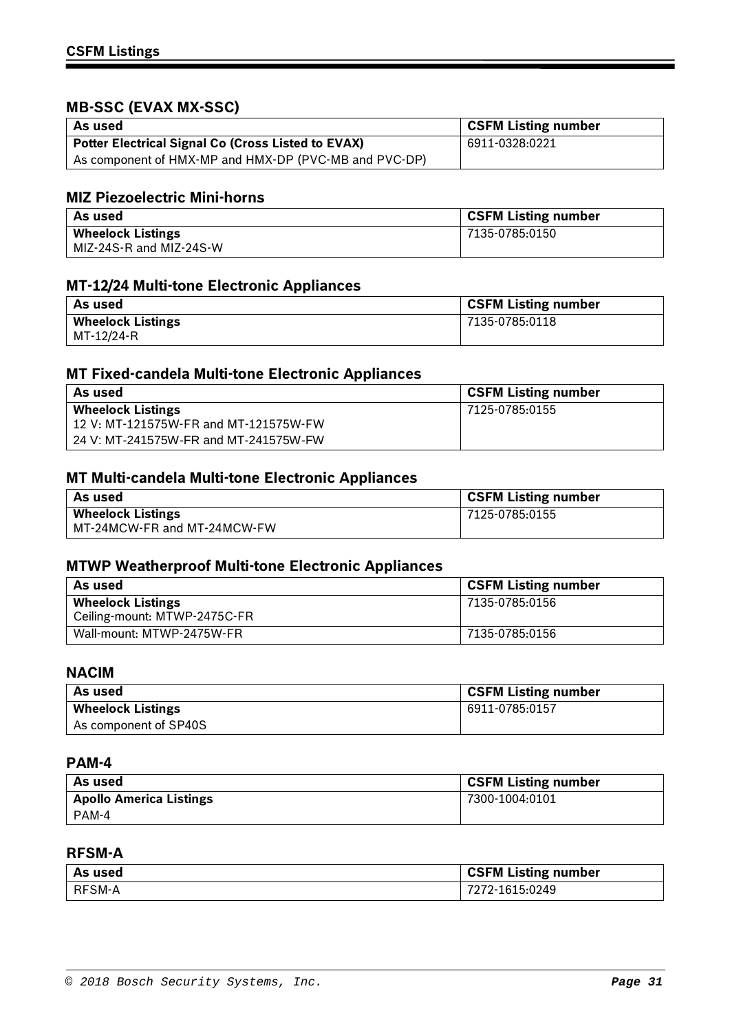## MB-SSC (EVAX MX-SSC)

| As used | CSFM Listing number |
|---|---|
| **Potter Electrical Signal Co (Cross Listed to EVAX)**<br>As component of HMX-MP and HMX-DP (PVC-MB and PVC-DP) | 6911-0328:0221 |

## MIZ Piezoelectric Mini-horns

| As used | CSFM Listing number |
|---|---|
| **Wheelock Listings**<br>MIZ-24S-R and MIZ-24S-W | 7135-0785:0150 |

## MT-12/24 Multi-tone Electronic Appliances

| As used | CSFM Listing number |
|---|---|
| **Wheelock Listings**<br>MT-12/24-R | 7135-0785:0118 |

## MT Fixed-candela Multi-tone Electronic Appliances

| As used | CSFM Listing number |
|---|---|
| **Wheelock Listings**<br>12 V: MT-121575W-FR and MT-121575W-FW<br>24 V: MT-241575W-FR and MT-241575W-FW | 7125-0785:0155 |

## MT Multi-candela Multi-tone Electronic Appliances

| As used | CSFM Listing number |
|---|---|
| **Wheelock Listings**<br>MT-24MCW-FR and MT-24MCW-FW | 7125-0785:0155 |

## MTWP Weatherproof Multi-tone Electronic Appliances

| As used | CSFM Listing number |
|---|---|
| **Wheelock Listings**<br>Ceiling-mount: MTWP-2475C-FR | 7135-0785:0156 |
| Wall-mount: MTWP-2475W-FR | 7135-0785:0156 |

## NACIM

| As used | CSFM Listing number |
|---|---|
| **Wheelock Listings**<br>As component of SP40S | 6911-0785:0157 |

## PAM-4

| As used | CSFM Listing number |
|---|---|
| **Apollo America Listings**<br>PAM-4 | 7300-1004:0101 |

## RFSM-A

| As used | CSFM Listing number |
|---|---|
| RFSM-A | 7272-1615:0249 |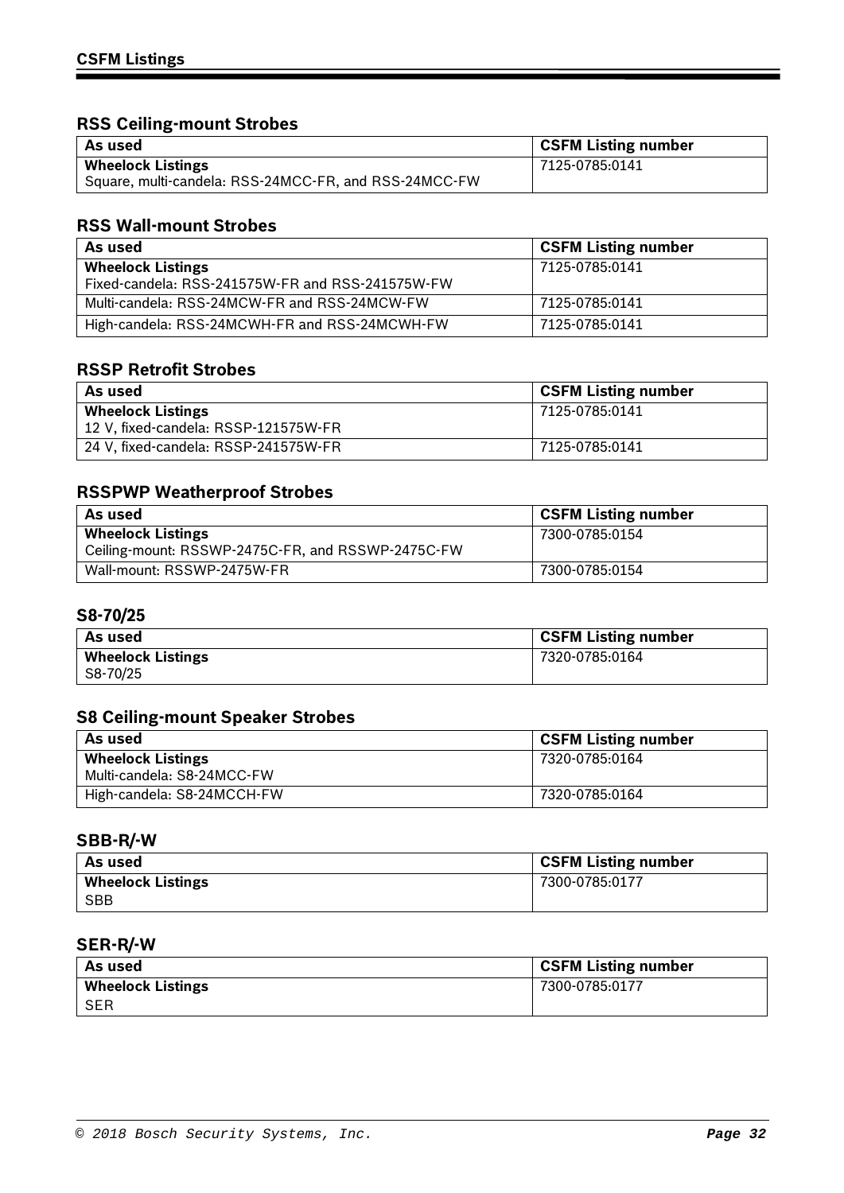## RSS Ceiling-mount Strobes

| As used | CSFM Listing number |
|---|---|
| **Wheelock Listings**<br>Square, multi-candela: RSS-24MCC-FR, and RSS-24MCC-FW | 7125-0785:0141 |

## RSS Wall-mount Strobes

| As used | CSFM Listing number |
|---|---|
| **Wheelock Listings**<br>Fixed-candela: RSS-241575W-FR and RSS-241575W-FW | 7125-0785:0141 |
| Multi-candela: RSS-24MCW-FR and RSS-24MCW-FW | 7125-0785:0141 |
| High-candela: RSS-24MCWH-FR and RSS-24MCWH-FW | 7125-0785:0141 |

## RSSP Retrofit Strobes

| As used | CSFM Listing number |
|---|---|
| **Wheelock Listings**<br>12 V, fixed-candela: RSSP-121575W-FR | 7125-0785:0141 |
| 24 V, fixed-candela: RSSP-241575W-FR | 7125-0785:0141 |

## RSSPWP Weatherproof Strobes

| As used | CSFM Listing number |
|---|---|
| **Wheelock Listings**<br>Ceiling-mount: RSSWP-2475C-FR, and RSSWP-2475C-FW | 7300-0785:0154 |
| Wall-mount: RSSWP-2475W-FR | 7300-0785:0154 |

## S8-70/25

| As used | CSFM Listing number |
|---|---|
| **Wheelock Listings**<br>S8-70/25 | 7320-0785:0164 |

## S8 Ceiling-mount Speaker Strobes

| As used | CSFM Listing number |
|---|---|
| **Wheelock Listings**<br>Multi-candela: S8-24MCC-FW | 7320-0785:0164 |
| High-candela: S8-24MCCH-FW | 7320-0785:0164 |

## SBB-R/-W

| As used | CSFM Listing number |
|---|---|
| **Wheelock Listings**<br>SBB | 7300-0785:0177 |

## SER-R/-W

| As used | CSFM Listing number |
|---|---|
| **Wheelock Listings**<br>SER | 7300-0785:0177 |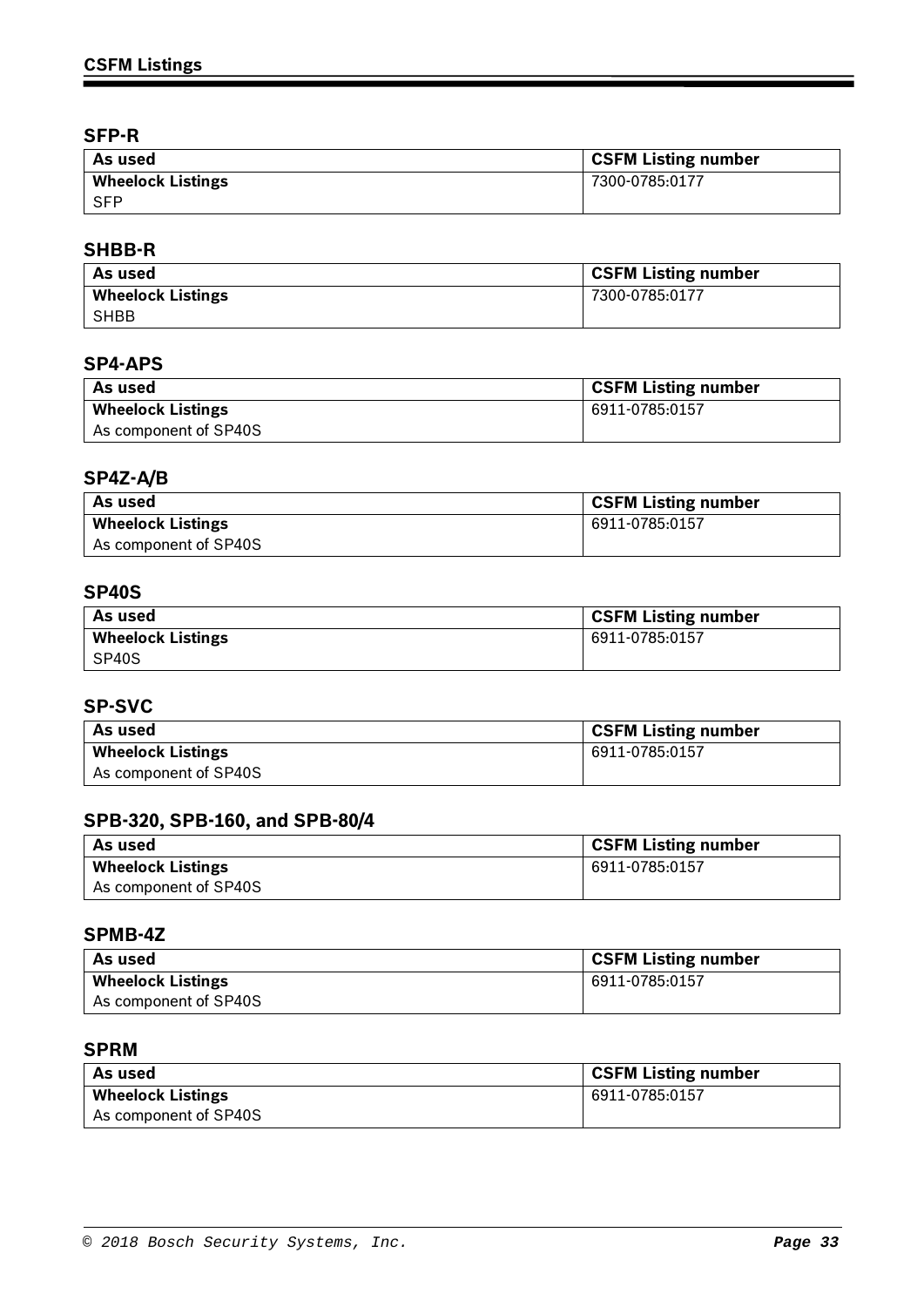## SFP-R

| As used | CSFM Listing number |
| --- | --- |
| **Wheelock Listings**<br>SFP | 7300-0785:0177 |

## SHBB-R

| As used | CSFM Listing number |
| --- | --- |
| **Wheelock Listings**<br>SHBB | 7300-0785:0177 |

## SP4-APS

| As used | CSFM Listing number |
| --- | --- |
| **Wheelock Listings**<br>As component of SP40S | 6911-0785:0157 |

## SP4Z-A/B

| As used | CSFM Listing number |
| --- | --- |
| **Wheelock Listings**<br>As component of SP40S | 6911-0785:0157 |

## SP40S

| As used | CSFM Listing number |
| --- | --- |
| **Wheelock Listings**<br>SP40S | 6911-0785:0157 |

## SP-SVC

| As used | CSFM Listing number |
| --- | --- |
| **Wheelock Listings**<br>As component of SP40S | 6911-0785:0157 |

## SPB-320, SPB-160, and SPB-80/4

| As used | CSFM Listing number |
| --- | --- |
| **Wheelock Listings**<br>As component of SP40S | 6911-0785:0157 |

## SPMB-4Z

| As used | CSFM Listing number |
| --- | --- |
| **Wheelock Listings**<br>As component of SP40S | 6911-0785:0157 |

## SPRM

| As used | CSFM Listing number |
| --- | --- |
| **Wheelock Listings**<br>As component of SP40S | 6911-0785:0157 |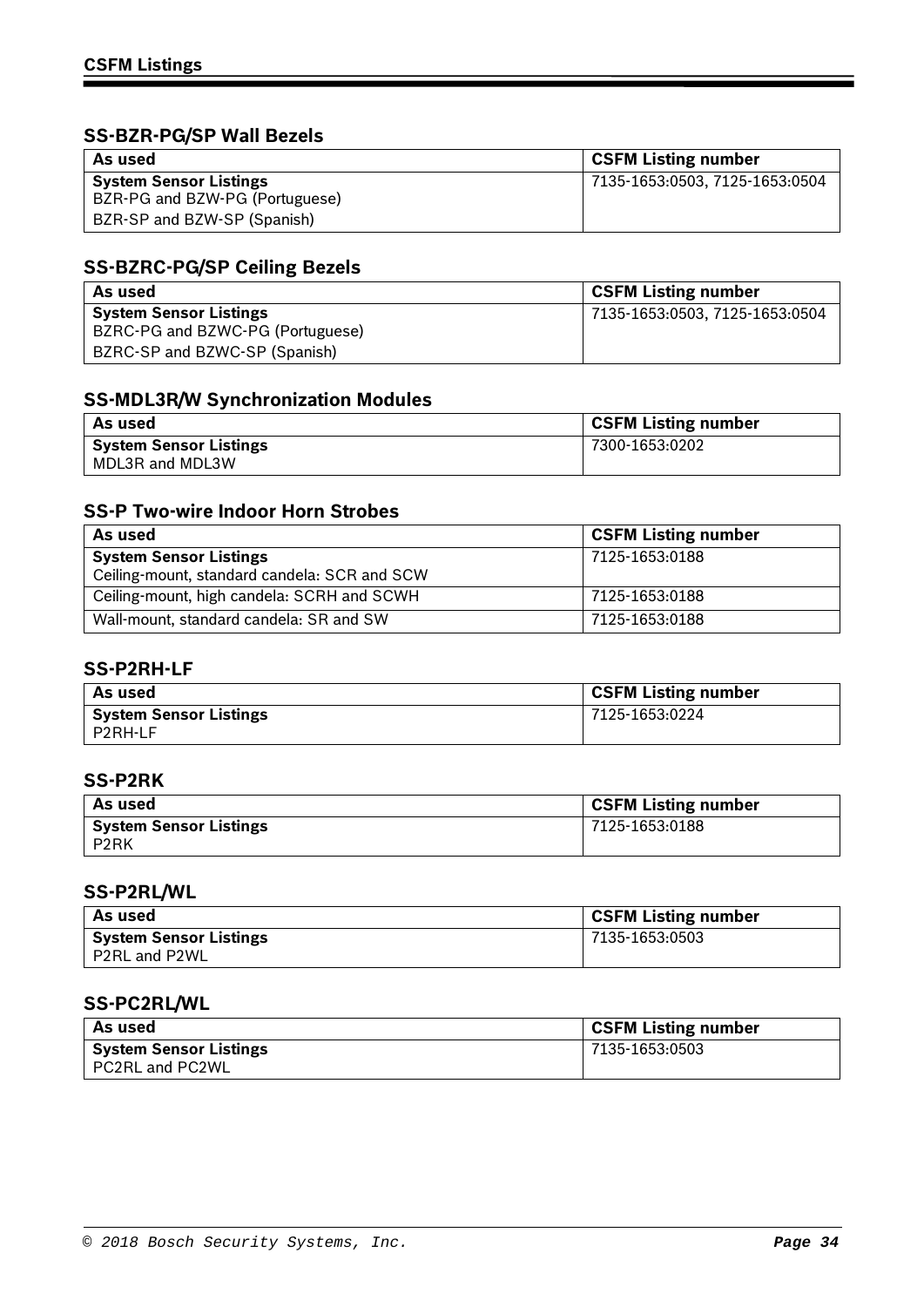## SS-BZR-PG/SP Wall Bezels

| As used | CSFM Listing number |
| --- | --- |
| **System Sensor Listings**<br>BZR-PG and BZW-PG (Portuguese)<br>BZR-SP and BZW-SP (Spanish) | 7135-1653:0503, 7125-1653:0504 |

## SS-BZRC-PG/SP Ceiling Bezels

| As used | CSFM Listing number |
| --- | --- |
| **System Sensor Listings**<br>BZRC-PG and BZWC-PG (Portuguese)<br>BZRC-SP and BZWC-SP (Spanish) | 7135-1653:0503, 7125-1653:0504 |

## SS-MDL3R/W Synchronization Modules

| As used | CSFM Listing number |
| --- | --- |
| **System Sensor Listings**<br>MDL3R and MDL3W | 7300-1653:0202 |

## SS-P Two-wire Indoor Horn Strobes

| As used | CSFM Listing number |
| --- | --- |
| **System Sensor Listings**<br>Ceiling-mount, standard candela: SCR and SCW | 7125-1653:0188 |
| Ceiling-mount, high candela: SCRH and SCWH | 7125-1653:0188 |
| Wall-mount, standard candela: SR and SW | 7125-1653:0188 |

## SS-P2RH-LF

| As used | CSFM Listing number |
| --- | --- |
| **System Sensor Listings**<br>P2RH-LF | 7125-1653:0224 |

## SS-P2RK

| As used | CSFM Listing number |
| --- | --- |
| **System Sensor Listings**<br>P2RK | 7125-1653:0188 |

## SS-P2RL/WL

| As used | CSFM Listing number |
| --- | --- |
| **System Sensor Listings**<br>P2RL and P2WL | 7135-1653:0503 |

## SS-PC2RL/WL

| As used | CSFM Listing number |
| --- | --- |
| **System Sensor Listings**<br>PC2RL and PC2WL | 7135-1653:0503 |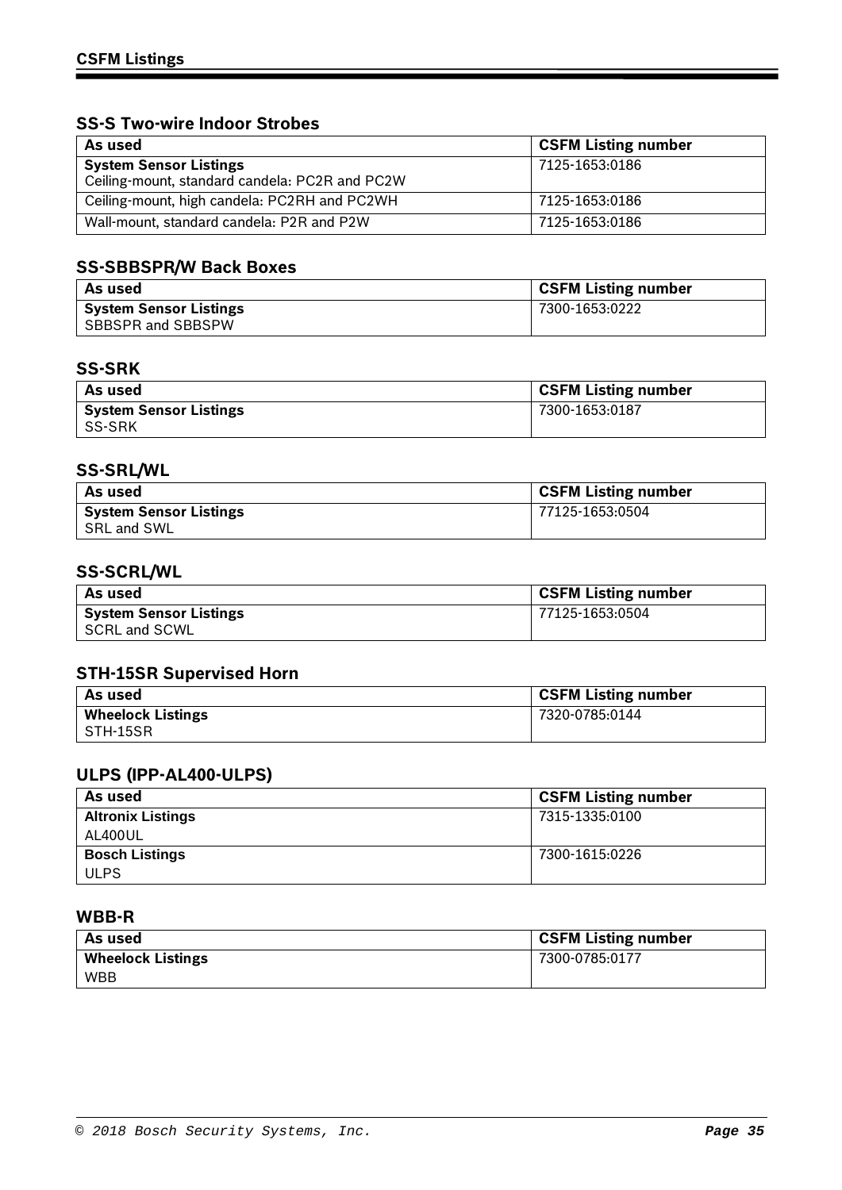## SS-S Two-wire Indoor Strobes

| As used | CSFM Listing number |
|---|---|
| **System Sensor Listings**<br>Ceiling-mount, standard candela: PC2R and PC2W | 7125-1653:0186 |
| Ceiling-mount, high candela: PC2RH and PC2WH | 7125-1653:0186 |
| Wall-mount, standard candela: P2R and P2W | 7125-1653:0186 |

## SS-SBBSPR/W Back Boxes

| As used | CSFM Listing number |
|---|---|
| **System Sensor Listings**<br>SBBSPR and SBBSPW | 7300-1653:0222 |

## SS-SRK

| As used | CSFM Listing number |
|---|---|
| **System Sensor Listings**<br>SS-SRK | 7300-1653:0187 |

## SS-SRL/WL

| As used | CSFM Listing number |
|---|---|
| **System Sensor Listings**<br>SRL and SWL | 77125-1653:0504 |

## SS-SCRL/WL

| As used | CSFM Listing number |
|---|---|
| **System Sensor Listings**<br>SCRL and SCWL | 77125-1653:0504 |

## STH-15SR Supervised Horn

| As used | CSFM Listing number |
|---|---|
| **Wheelock Listings**<br>STH-15SR | 7320-0785:0144 |

## ULPS (IPP-AL400-ULPS)

| As used | CSFM Listing number |
|---|---|
| **Altronix Listings**<br>AL400UL | 7315-1335:0100 |
| **Bosch Listings**<br>ULPS | 7300-1615:0226 |

## WBB-R

| As used | CSFM Listing number |
|---|---|
| **Wheelock Listings**<br>WBB | 7300-0785:0177 |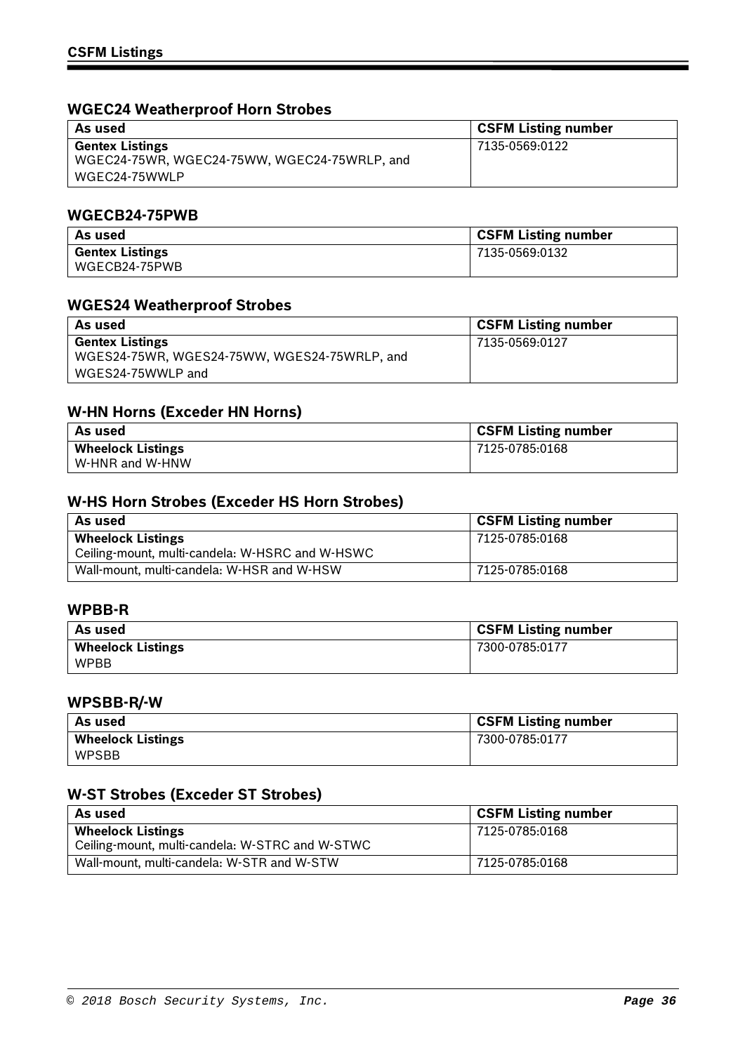### WGEC24 Weatherproof Horn Strobes

| As used | CSFM Listing number |
| --- | --- |
| **Gentex Listings** WGEC24-75WR, WGEC24-75WW, WGEC24-75WRLP, and WGEC24-75WWLP | 7135-0569:0122 |

### WGECB24-75PWB

| As used | CSFM Listing number |
| --- | --- |
| **Gentex Listings** WGECB24-75PWB | 7135-0569:0132 |

### WGES24 Weatherproof Strobes

| As used | CSFM Listing number |
| --- | --- |
| **Gentex Listings** WGES24-75WR, WGES24-75WW, WGES24-75WRLP, and WGES24-75WWLP and | 7135-0569:0127 |

### W-HN Horns (Exceder HN Horns)

| As used | CSFM Listing number |
| --- | --- |
| **Wheelock Listings** W-HNR and W-HNW | 7125-0785:0168 |

### W-HS Horn Strobes (Exceder HS Horn Strobes)

| As used | CSFM Listing number |
| --- | --- |
| **Wheelock Listings** Ceiling-mount, multi-candela: W-HSRC and W-HSWC | 7125-0785:0168 |
| Wall-mount, multi-candela: W-HSR and W-HSW | 7125-0785:0168 |

### WPBB-R

| As used | CSFM Listing number |
| --- | --- |
| **Wheelock Listings** WPBB | 7300-0785:0177 |

### WPSBB-R/-W

| As used | CSFM Listing number |
| --- | --- |
| **Wheelock Listings** WPSBB | 7300-0785:0177 |

### W-ST Strobes (Exceder ST Strobes)

| As used | CSFM Listing number |
| --- | --- |
| **Wheelock Listings** Ceiling-mount, multi-candela: W-STRC and W-STWC | 7125-0785:0168 |
| Wall-mount, multi-candela: W-STR and W-STW | 7125-0785:0168 |